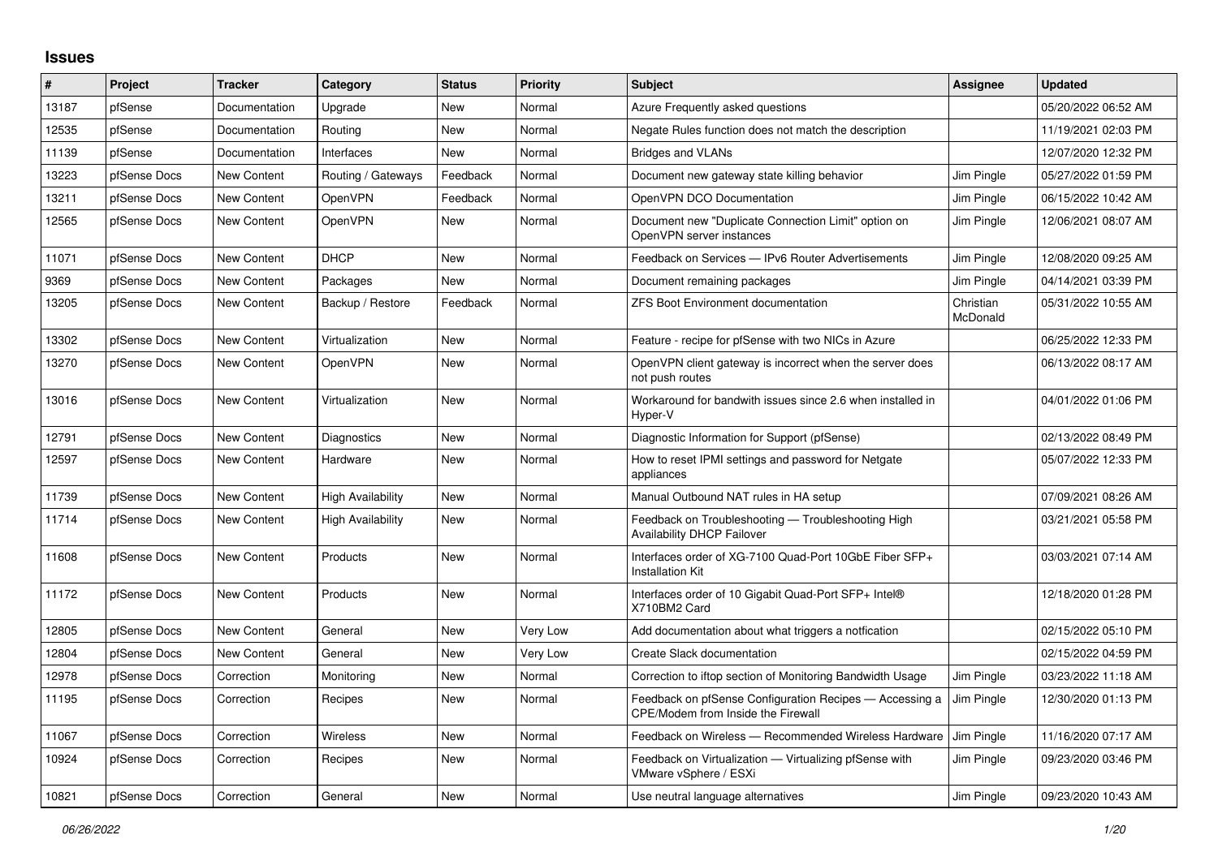# Issues

| # | Project | Tracker | Category | Status | Priority | Subject | Assignee | Updated |
|---|---|---|---|---|---|---|---|---|
| 13187 | pfSense | Documentation | Upgrade | New | Normal | Azure Frequently asked questions | | 05/20/2022 06:52 AM |
| 12535 | pfSense | Documentation | Routing | New | Normal | Negate Rules function does not match the description | | 11/19/2021 02:03 PM |
| 11139 | pfSense | Documentation | Interfaces | New | Normal | Bridges and VLANs | | 12/07/2020 12:32 PM |
| 13223 | pfSense Docs | New Content | Routing / Gateways | Feedback | Normal | Document new gateway state killing behavior | Jim Pingle | 05/27/2022 01:59 PM |
| 13211 | pfSense Docs | New Content | OpenVPN | Feedback | Normal | OpenVPN DCO Documentation | Jim Pingle | 06/15/2022 10:42 AM |
| 12565 | pfSense Docs | New Content | OpenVPN | New | Normal | Document new "Duplicate Connection Limit" option on OpenVPN server instances | Jim Pingle | 12/06/2021 08:07 AM |
| 11071 | pfSense Docs | New Content | DHCP | New | Normal | Feedback on Services — IPv6 Router Advertisements | Jim Pingle | 12/08/2020 09:25 AM |
| 9369 | pfSense Docs | New Content | Packages | New | Normal | Document remaining packages | Jim Pingle | 04/14/2021 03:39 PM |
| 13205 | pfSense Docs | New Content | Backup / Restore | Feedback | Normal | ZFS Boot Environment documentation | Christian McDonald | 05/31/2022 10:55 AM |
| 13302 | pfSense Docs | New Content | Virtualization | New | Normal | Feature - recipe for pfSense with two NICs in Azure | | 06/25/2022 12:33 PM |
| 13270 | pfSense Docs | New Content | OpenVPN | New | Normal | OpenVPN client gateway is incorrect when the server does not push routes | | 06/13/2022 08:17 AM |
| 13016 | pfSense Docs | New Content | Virtualization | New | Normal | Workaround for bandwith issues since 2.6 when installed in Hyper-V | | 04/01/2022 01:06 PM |
| 12791 | pfSense Docs | New Content | Diagnostics | New | Normal | Diagnostic Information for Support (pfSense) | | 02/13/2022 08:49 PM |
| 12597 | pfSense Docs | New Content | Hardware | New | Normal | How to reset IPMI settings and password for Netgate appliances | | 05/07/2022 12:33 PM |
| 11739 | pfSense Docs | New Content | High Availability | New | Normal | Manual Outbound NAT rules in HA setup | | 07/09/2021 08:26 AM |
| 11714 | pfSense Docs | New Content | High Availability | New | Normal | Feedback on Troubleshooting — Troubleshooting High Availability DHCP Failover | | 03/21/2021 05:58 PM |
| 11608 | pfSense Docs | New Content | Products | New | Normal | Interfaces order of XG-7100 Quad-Port 10GbE Fiber SFP+ Installation Kit | | 03/03/2021 07:14 AM |
| 11172 | pfSense Docs | New Content | Products | New | Normal | Interfaces order of 10 Gigabit Quad-Port SFP+ Intel® X710BM2 Card | | 12/18/2020 01:28 PM |
| 12805 | pfSense Docs | New Content | General | New | Very Low | Add documentation about what triggers a notfication | | 02/15/2022 05:10 PM |
| 12804 | pfSense Docs | New Content | General | New | Very Low | Create Slack documentation | | 02/15/2022 04:59 PM |
| 12978 | pfSense Docs | Correction | Monitoring | New | Normal | Correction to iftop section of Monitoring Bandwidth Usage | Jim Pingle | 03/23/2022 11:18 AM |
| 11195 | pfSense Docs | Correction | Recipes | New | Normal | Feedback on pfSense Configuration Recipes — Accessing a CPE/Modem from Inside the Firewall | Jim Pingle | 12/30/2020 01:13 PM |
| 11067 | pfSense Docs | Correction | Wireless | New | Normal | Feedback on Wireless — Recommended Wireless Hardware | Jim Pingle | 11/16/2020 07:17 AM |
| 10924 | pfSense Docs | Correction | Recipes | New | Normal | Feedback on Virtualization — Virtualizing pfSense with VMware vSphere / ESXi | Jim Pingle | 09/23/2020 03:46 PM |
| 10821 | pfSense Docs | Correction | General | New | Normal | Use neutral language alternatives | Jim Pingle | 09/23/2020 10:43 AM |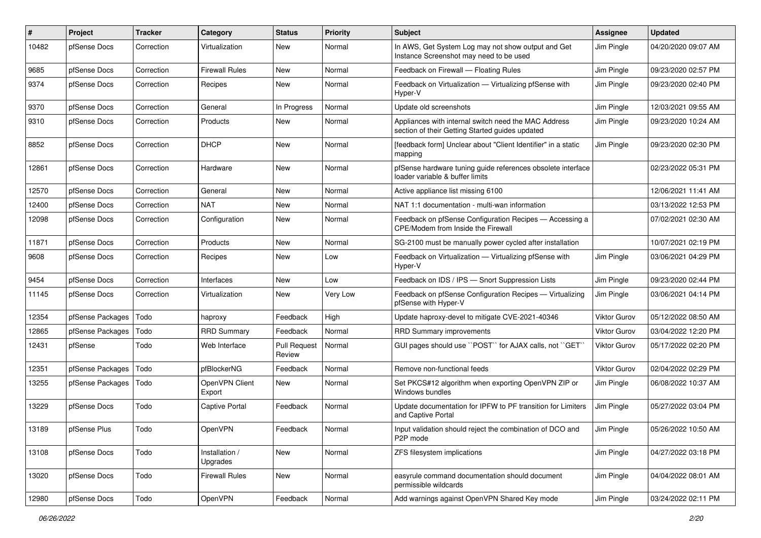| # | Project | Tracker | Category | Status | Priority | Subject | Assignee | Updated |
|---|---|---|---|---|---|---|---|---|
| 10482 | pfSense Docs | Correction | Virtualization | New | Normal | In AWS, Get System Log may not show output and Get Instance Screenshot may need to be used | Jim Pingle | 04/20/2020 09:07 AM |
| 9685 | pfSense Docs | Correction | Firewall Rules | New | Normal | Feedback on Firewall — Floating Rules | Jim Pingle | 09/23/2020 02:57 PM |
| 9374 | pfSense Docs | Correction | Recipes | New | Normal | Feedback on Virtualization — Virtualizing pfSense with Hyper-V | Jim Pingle | 09/23/2020 02:40 PM |
| 9370 | pfSense Docs | Correction | General | In Progress | Normal | Update old screenshots | Jim Pingle | 12/03/2021 09:55 AM |
| 9310 | pfSense Docs | Correction | Products | New | Normal | Appliances with internal switch need the MAC Address section of their Getting Started guides updated | Jim Pingle | 09/23/2020 10:24 AM |
| 8852 | pfSense Docs | Correction | DHCP | New | Normal | [feedback form] Unclear about "Client Identifier" in a static mapping | Jim Pingle | 09/23/2020 02:30 PM |
| 12861 | pfSense Docs | Correction | Hardware | New | Normal | pfSense hardware tuning guide references obsolete interface loader variable & buffer limits | | 02/23/2022 05:31 PM |
| 12570 | pfSense Docs | Correction | General | New | Normal | Active appliance list missing 6100 | | 12/06/2021 11:41 AM |
| 12400 | pfSense Docs | Correction | NAT | New | Normal | NAT 1:1 documentation - multi-wan information | | 03/13/2022 12:53 PM |
| 12098 | pfSense Docs | Correction | Configuration | New | Normal | Feedback on pfSense Configuration Recipes — Accessing a CPE/Modem from Inside the Firewall | | 07/02/2021 02:30 AM |
| 11871 | pfSense Docs | Correction | Products | New | Normal | SG-2100 must be manually power cycled after installation | | 10/07/2021 02:19 PM |
| 9608 | pfSense Docs | Correction | Recipes | New | Low | Feedback on Virtualization — Virtualizing pfSense with Hyper-V | Jim Pingle | 03/06/2021 04:29 PM |
| 9454 | pfSense Docs | Correction | Interfaces | New | Low | Feedback on IDS / IPS — Snort Suppression Lists | Jim Pingle | 09/23/2020 02:44 PM |
| 11145 | pfSense Docs | Correction | Virtualization | New | Very Low | Feedback on pfSense Configuration Recipes — Virtualizing pfSense with Hyper-V | Jim Pingle | 03/06/2021 04:14 PM |
| 12354 | pfSense Packages | Todo | haproxy | Feedback | High | Update haproxy-devel to mitigate CVE-2021-40346 | Viktor Gurov | 05/12/2022 08:50 AM |
| 12865 | pfSense Packages | Todo | RRD Summary | Feedback | Normal | RRD Summary improvements | Viktor Gurov | 03/04/2022 12:20 PM |
| 12431 | pfSense | Todo | Web Interface | Pull Request Review | Normal | GUI pages should use ``POST`` for AJAX calls, not ``GET`` | Viktor Gurov | 05/17/2022 02:20 PM |
| 12351 | pfSense Packages | Todo | pfBlockerNG | Feedback | Normal | Remove non-functional feeds | Viktor Gurov | 02/04/2022 02:29 PM |
| 13255 | pfSense Packages | Todo | OpenVPN Client Export | New | Normal | Set PKCS#12 algorithm when exporting OpenVPN ZIP or Windows bundles | Jim Pingle | 06/08/2022 10:37 AM |
| 13229 | pfSense Docs | Todo | Captive Portal | Feedback | Normal | Update documentation for IPFW to PF transition for Limiters and Captive Portal | Jim Pingle | 05/27/2022 03:04 PM |
| 13189 | pfSense Plus | Todo | OpenVPN | Feedback | Normal | Input validation should reject the combination of DCO and P2P mode | Jim Pingle | 05/26/2022 10:50 AM |
| 13108 | pfSense Docs | Todo | Installation / Upgrades | New | Normal | ZFS filesystem implications | Jim Pingle | 04/27/2022 03:18 PM |
| 13020 | pfSense Docs | Todo | Firewall Rules | New | Normal | easyrule command documentation should document permissible wildcards | Jim Pingle | 04/04/2022 08:01 AM |
| 12980 | pfSense Docs | Todo | OpenVPN | Feedback | Normal | Add warnings against OpenVPN Shared Key mode | Jim Pingle | 03/24/2022 02:11 PM |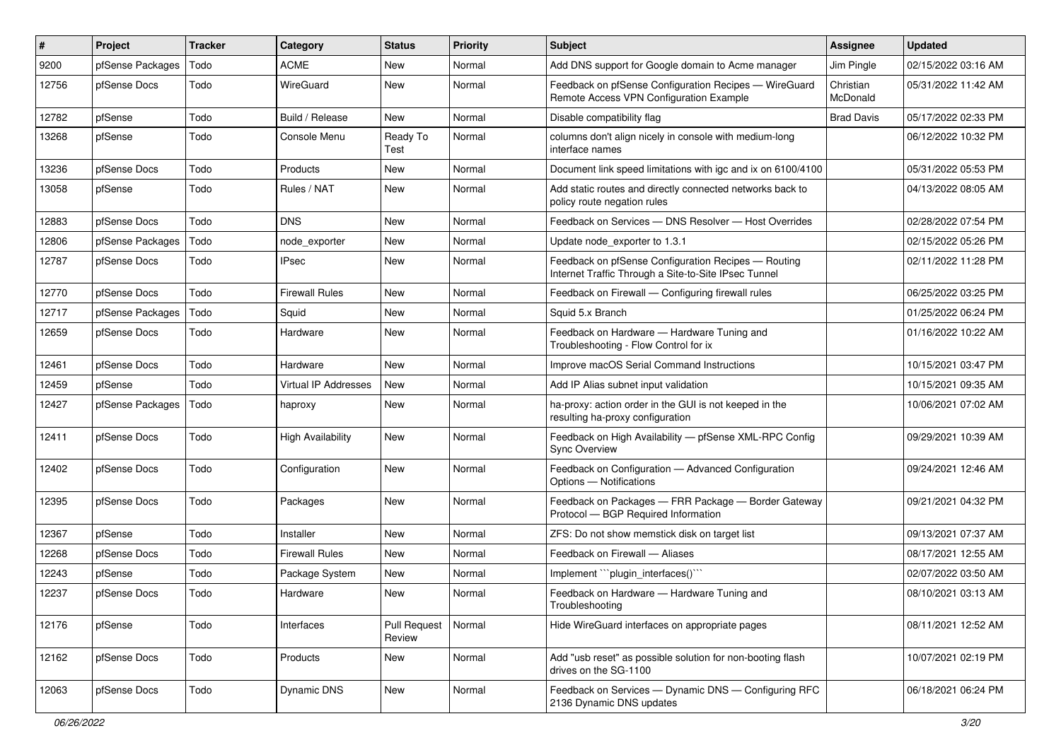| # | Project | Tracker | Category | Status | Priority | Subject | Assignee | Updated |
|---|---|---|---|---|---|---|---|---|
| 9200 | pfSense Packages | Todo | ACME | New | Normal | Add DNS support for Google domain to Acme manager | Jim Pingle | 02/15/2022 03:16 AM |
| 12756 | pfSense Docs | Todo | WireGuard | New | Normal | Feedback on pfSense Configuration Recipes — WireGuard Remote Access VPN Configuration Example | Christian McDonald | 05/31/2022 11:42 AM |
| 12782 | pfSense | Todo | Build / Release | New | Normal | Disable compatibility flag | Brad Davis | 05/17/2022 02:33 PM |
| 13268 | pfSense | Todo | Console Menu | Ready To Test | Normal | columns don't align nicely in console with medium-long interface names | | 06/12/2022 10:32 PM |
| 13236 | pfSense Docs | Todo | Products | New | Normal | Document link speed limitations with igc and ix on 6100/4100 | | 05/31/2022 05:53 PM |
| 13058 | pfSense | Todo | Rules / NAT | New | Normal | Add static routes and directly connected networks back to policy route negation rules | | 04/13/2022 08:05 AM |
| 12883 | pfSense Docs | Todo | DNS | New | Normal | Feedback on Services — DNS Resolver — Host Overrides | | 02/28/2022 07:54 PM |
| 12806 | pfSense Packages | Todo | node_exporter | New | Normal | Update node_exporter to 1.3.1 | | 02/15/2022 05:26 PM |
| 12787 | pfSense Docs | Todo | IPsec | New | Normal | Feedback on pfSense Configuration Recipes — Routing Internet Traffic Through a Site-to-Site IPsec Tunnel | | 02/11/2022 11:28 PM |
| 12770 | pfSense Docs | Todo | Firewall Rules | New | Normal | Feedback on Firewall — Configuring firewall rules | | 06/25/2022 03:25 PM |
| 12717 | pfSense Packages | Todo | Squid | New | Normal | Squid 5.x Branch | | 01/25/2022 06:24 PM |
| 12659 | pfSense Docs | Todo | Hardware | New | Normal | Feedback on Hardware — Hardware Tuning and Troubleshooting - Flow Control for ix | | 01/16/2022 10:22 AM |
| 12461 | pfSense Docs | Todo | Hardware | New | Normal | Improve macOS Serial Command Instructions | | 10/15/2021 03:47 PM |
| 12459 | pfSense | Todo | Virtual IP Addresses | New | Normal | Add IP Alias subnet input validation | | 10/15/2021 09:35 AM |
| 12427 | pfSense Packages | Todo | haproxy | New | Normal | ha-proxy: action order in the GUI is not keeped in the resulting ha-proxy configuration | | 10/06/2021 07:02 AM |
| 12411 | pfSense Docs | Todo | High Availability | New | Normal | Feedback on High Availability — pfSense XML-RPC Config Sync Overview | | 09/29/2021 10:39 AM |
| 12402 | pfSense Docs | Todo | Configuration | New | Normal | Feedback on Configuration — Advanced Configuration Options — Notifications | | 09/24/2021 12:46 AM |
| 12395 | pfSense Docs | Todo | Packages | New | Normal | Feedback on Packages — FRR Package — Border Gateway Protocol — BGP Required Information | | 09/21/2021 04:32 PM |
| 12367 | pfSense | Todo | Installer | New | Normal | ZFS: Do not show memstick disk on target list | | 09/13/2021 07:37 AM |
| 12268 | pfSense Docs | Todo | Firewall Rules | New | Normal | Feedback on Firewall — Aliases | | 08/17/2021 12:55 AM |
| 12243 | pfSense | Todo | Package System | New | Normal | Implement ```plugin_interfaces()``` | | 02/07/2022 03:50 AM |
| 12237 | pfSense Docs | Todo | Hardware | New | Normal | Feedback on Hardware — Hardware Tuning and Troubleshooting | | 08/10/2021 03:13 AM |
| 12176 | pfSense | Todo | Interfaces | Pull Request Review | Normal | Hide WireGuard interfaces on appropriate pages | | 08/11/2021 12:52 AM |
| 12162 | pfSense Docs | Todo | Products | New | Normal | Add "usb reset" as possible solution for non-booting flash drives on the SG-1100 | | 10/07/2021 02:19 PM |
| 12063 | pfSense Docs | Todo | Dynamic DNS | New | Normal | Feedback on Services — Dynamic DNS — Configuring RFC 2136 Dynamic DNS updates | | 06/18/2021 06:24 PM |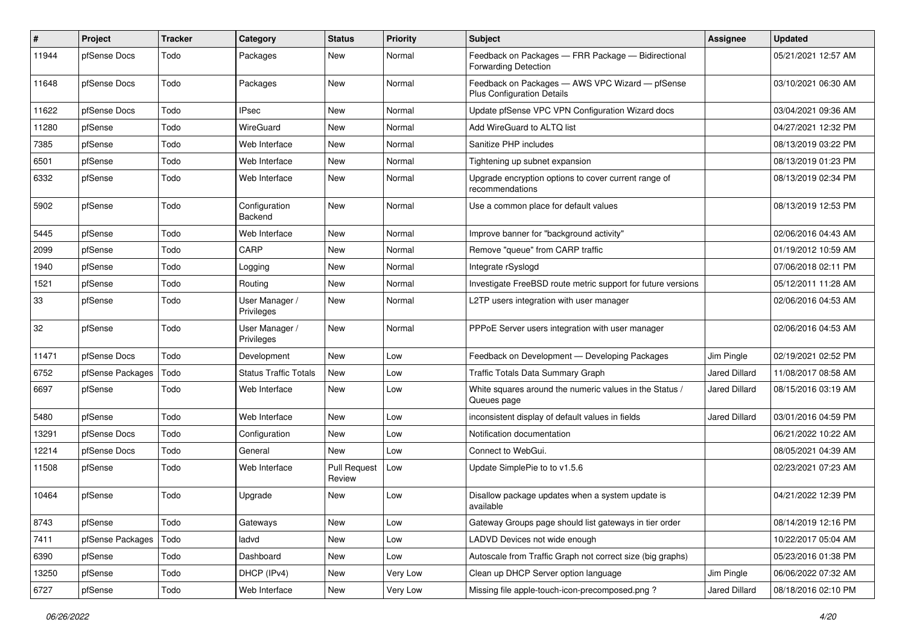| # | Project | Tracker | Category | Status | Priority | Subject | Assignee | Updated |
|---|---|---|---|---|---|---|---|---|
| 11944 | pfSense Docs | Todo | Packages | New | Normal | Feedback on Packages — FRR Package — Bidirectional Forwarding Detection | | 05/21/2021 12:57 AM |
| 11648 | pfSense Docs | Todo | Packages | New | Normal | Feedback on Packages — AWS VPC Wizard — pfSense Plus Configuration Details | | 03/10/2021 06:30 AM |
| 11622 | pfSense Docs | Todo | IPsec | New | Normal | Update pfSense VPC VPN Configuration Wizard docs | | 03/04/2021 09:36 AM |
| 11280 | pfSense | Todo | WireGuard | New | Normal | Add WireGuard to ALTQ list | | 04/27/2021 12:32 PM |
| 7385 | pfSense | Todo | Web Interface | New | Normal | Sanitize PHP includes | | 08/13/2019 03:22 PM |
| 6501 | pfSense | Todo | Web Interface | New | Normal | Tightening up subnet expansion | | 08/13/2019 01:23 PM |
| 6332 | pfSense | Todo | Web Interface | New | Normal | Upgrade encryption options to cover current range of recommendations | | 08/13/2019 02:34 PM |
| 5902 | pfSense | Todo | Configuration Backend | New | Normal | Use a common place for default values | | 08/13/2019 12:53 PM |
| 5445 | pfSense | Todo | Web Interface | New | Normal | Improve banner for "background activity" | | 02/06/2016 04:43 AM |
| 2099 | pfSense | Todo | CARP | New | Normal | Remove "queue" from CARP traffic | | 01/19/2012 10:59 AM |
| 1940 | pfSense | Todo | Logging | New | Normal | Integrate rSyslogd | | 07/06/2018 02:11 PM |
| 1521 | pfSense | Todo | Routing | New | Normal | Investigate FreeBSD route metric support for future versions | | 05/12/2011 11:28 AM |
| 33 | pfSense | Todo | User Manager / Privileges | New | Normal | L2TP users integration with user manager | | 02/06/2016 04:53 AM |
| 32 | pfSense | Todo | User Manager / Privileges | New | Normal | PPPoE Server users integration with user manager | | 02/06/2016 04:53 AM |
| 11471 | pfSense Docs | Todo | Development | New | Low | Feedback on Development — Developing Packages | Jim Pingle | 02/19/2021 02:52 PM |
| 6752 | pfSense Packages | Todo | Status Traffic Totals | New | Low | Traffic Totals Data Summary Graph | Jared Dillard | 11/08/2017 08:58 AM |
| 6697 | pfSense | Todo | Web Interface | New | Low | White squares around the numeric values in the Status / Queues page | Jared Dillard | 08/15/2016 03:19 AM |
| 5480 | pfSense | Todo | Web Interface | New | Low | inconsistent display of default values in fields | Jared Dillard | 03/01/2016 04:59 PM |
| 13291 | pfSense Docs | Todo | Configuration | New | Low | Notification documentation | | 06/21/2022 10:22 AM |
| 12214 | pfSense Docs | Todo | General | New | Low | Connect to WebGui. | | 08/05/2021 04:39 AM |
| 11508 | pfSense | Todo | Web Interface | Pull Request Review | Low | Update SimplePie to to v1.5.6 | | 02/23/2021 07:23 AM |
| 10464 | pfSense | Todo | Upgrade | New | Low | Disallow package updates when a system update is available | | 04/21/2022 12:39 PM |
| 8743 | pfSense | Todo | Gateways | New | Low | Gateway Groups page should list gateways in tier order | | 08/14/2019 12:16 PM |
| 7411 | pfSense Packages | Todo | ladvd | New | Low | LADVD Devices not wide enough | | 10/22/2017 05:04 AM |
| 6390 | pfSense | Todo | Dashboard | New | Low | Autoscale from Traffic Graph not correct size (big graphs) | | 05/23/2016 01:38 PM |
| 13250 | pfSense | Todo | DHCP (IPv4) | New | Very Low | Clean up DHCP Server option language | Jim Pingle | 06/06/2022 07:32 AM |
| 6727 | pfSense | Todo | Web Interface | New | Very Low | Missing file apple-touch-icon-precomposed.png ? | Jared Dillard | 08/18/2016 02:10 PM |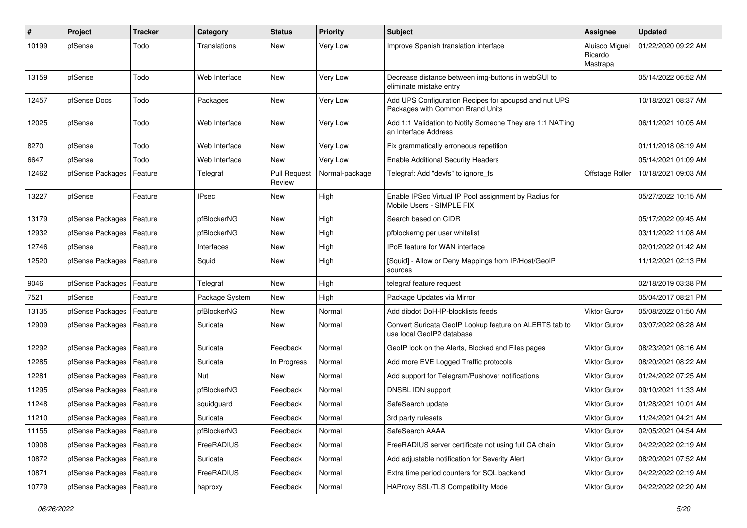| # | Project | Tracker | Category | Status | Priority | Subject | Assignee | Updated |
|---|---|---|---|---|---|---|---|---|
| 10199 | pfSense | Todo | Translations | New | Very Low | Improve Spanish translation interface | Aluisco Miguel Ricardo Mastrapa | 01/22/2020 09:22 AM |
| 13159 | pfSense | Todo | Web Interface | New | Very Low | Decrease distance between img-buttons in webGUI to eliminate mistake entry | | 05/14/2022 06:52 AM |
| 12457 | pfSense Docs | Todo | Packages | New | Very Low | Add UPS Configuration Recipes for apcupsd and nut UPS Packages with Common Brand Units | | 10/18/2021 08:37 AM |
| 12025 | pfSense | Todo | Web Interface | New | Very Low | Add 1:1 Validation to Notify Someone They are 1:1 NAT'ing an Interface Address | | 06/11/2021 10:05 AM |
| 8270 | pfSense | Todo | Web Interface | New | Very Low | Fix grammatically erroneous repetition | | 01/11/2018 08:19 AM |
| 6647 | pfSense | Todo | Web Interface | New | Very Low | Enable Additional Security Headers | | 05/14/2021 01:09 AM |
| 12462 | pfSense Packages | Feature | Telegraf | Pull Request Review | Normal-package | Telegraf: Add "devfs" to ignore_fs | Offstage Roller | 10/18/2021 09:03 AM |
| 13227 | pfSense | Feature | IPsec | New | High | Enable IPSec Virtual IP Pool assignment by Radius for Mobile Users - SIMPLE FIX | | 05/27/2022 10:15 AM |
| 13179 | pfSense Packages | Feature | pfBlockerNG | New | High | Search based on CIDR | | 05/17/2022 09:45 AM |
| 12932 | pfSense Packages | Feature | pfBlockerNG | New | High | pfblockerng per user whitelist | | 03/11/2022 11:08 AM |
| 12746 | pfSense | Feature | Interfaces | New | High | IPoE feature for WAN interface | | 02/01/2022 01:42 AM |
| 12520 | pfSense Packages | Feature | Squid | New | High | [Squid] - Allow or Deny Mappings from IP/Host/GeoIP sources | | 11/12/2021 02:13 PM |
| 9046 | pfSense Packages | Feature | Telegraf | New | High | telegraf feature request | | 02/18/2019 03:38 PM |
| 7521 | pfSense | Feature | Package System | New | High | Package Updates via Mirror | | 05/04/2017 08:21 PM |
| 13135 | pfSense Packages | Feature | pfBlockerNG | New | Normal | Add dibdot DoH-IP-blocklists feeds | Viktor Gurov | 05/08/2022 01:50 AM |
| 12909 | pfSense Packages | Feature | Suricata | New | Normal | Convert Suricata GeoIP Lookup feature on ALERTS tab to use local GeoIP2 database | Viktor Gurov | 03/07/2022 08:28 AM |
| 12292 | pfSense Packages | Feature | Suricata | Feedback | Normal | GeoIP look on the Alerts, Blocked and Files pages | Viktor Gurov | 08/23/2021 08:16 AM |
| 12285 | pfSense Packages | Feature | Suricata | In Progress | Normal | Add more EVE Logged Traffic protocols | Viktor Gurov | 08/20/2021 08:22 AM |
| 12281 | pfSense Packages | Feature | Nut | New | Normal | Add support for Telegram/Pushover notifications | Viktor Gurov | 01/24/2022 07:25 AM |
| 11295 | pfSense Packages | Feature | pfBlockerNG | Feedback | Normal | DNSBL IDN support | Viktor Gurov | 09/10/2021 11:33 AM |
| 11248 | pfSense Packages | Feature | squidguard | Feedback | Normal | SafeSearch update | Viktor Gurov | 01/28/2021 10:01 AM |
| 11210 | pfSense Packages | Feature | Suricata | Feedback | Normal | 3rd party rulesets | Viktor Gurov | 11/24/2021 04:21 AM |
| 11155 | pfSense Packages | Feature | pfBlockerNG | Feedback | Normal | SafeSearch AAAA | Viktor Gurov | 02/05/2021 04:54 AM |
| 10908 | pfSense Packages | Feature | FreeRADIUS | Feedback | Normal | FreeRADIUS server certificate not using full CA chain | Viktor Gurov | 04/22/2022 02:19 AM |
| 10872 | pfSense Packages | Feature | Suricata | Feedback | Normal | Add adjustable notification for Severity Alert | Viktor Gurov | 08/20/2021 07:52 AM |
| 10871 | pfSense Packages | Feature | FreeRADIUS | Feedback | Normal | Extra time period counters for SQL backend | Viktor Gurov | 04/22/2022 02:19 AM |
| 10779 | pfSense Packages | Feature | haproxy | Feedback | Normal | HAProxy SSL/TLS Compatibility Mode | Viktor Gurov | 04/22/2022 02:20 AM |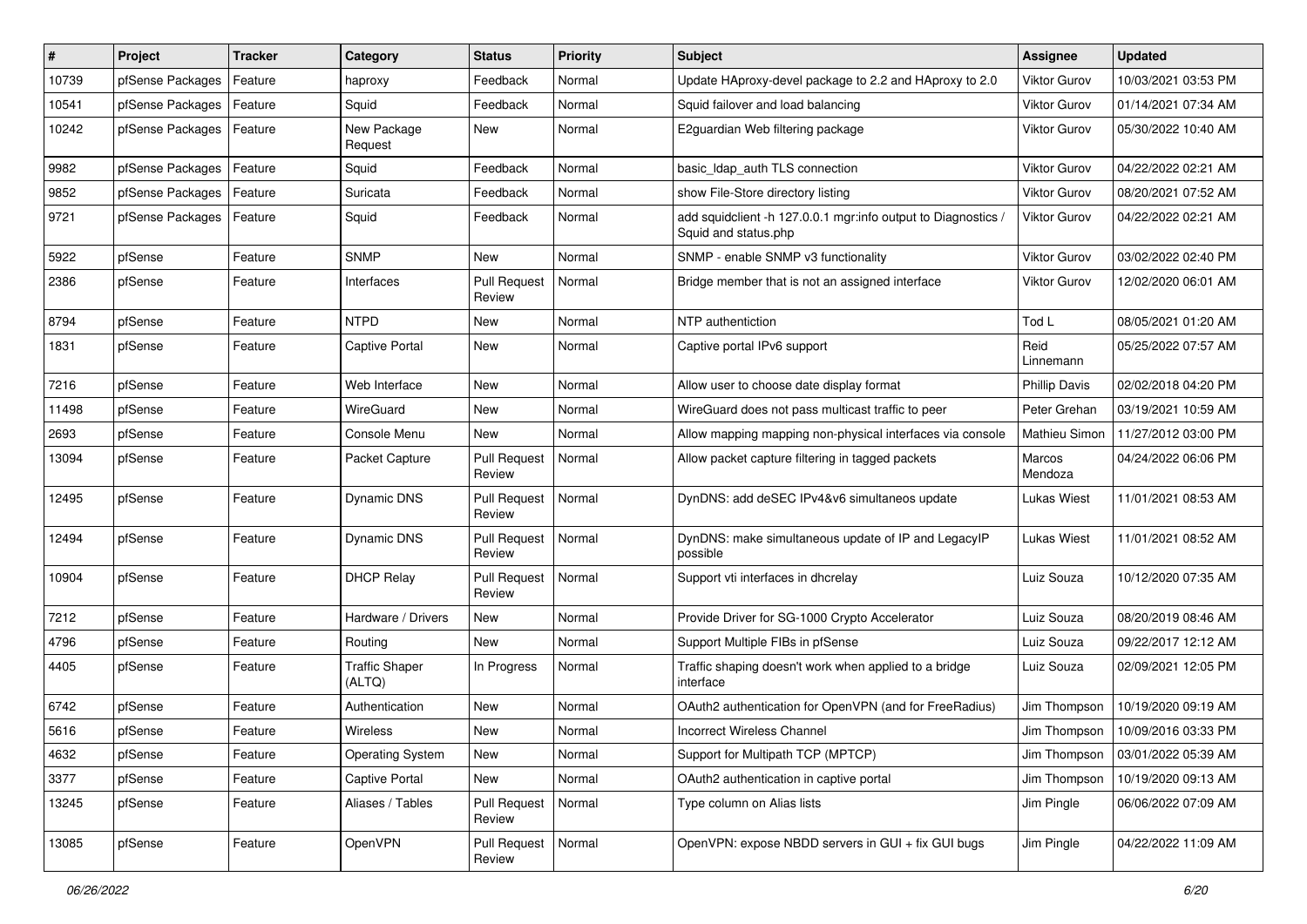| # | Project | Tracker | Category | Status | Priority | Subject | Assignee | Updated |
|---|---|---|---|---|---|---|---|---|
| 10739 | pfSense Packages | Feature | haproxy | Feedback | Normal | Update HAproxy-devel package to 2.2 and HAproxy to 2.0 | Viktor Gurov | 10/03/2021 03:53 PM |
| 10541 | pfSense Packages | Feature | Squid | Feedback | Normal | Squid failover and load balancing | Viktor Gurov | 01/14/2021 07:34 AM |
| 10242 | pfSense Packages | Feature | New Package Request | New | Normal | E2guardian Web filtering package | Viktor Gurov | 05/30/2022 10:40 AM |
| 9982 | pfSense Packages | Feature | Squid | Feedback | Normal | basic_ldap_auth TLS connection | Viktor Gurov | 04/22/2022 02:21 AM |
| 9852 | pfSense Packages | Feature | Suricata | Feedback | Normal | show File-Store directory listing | Viktor Gurov | 08/20/2021 07:52 AM |
| 9721 | pfSense Packages | Feature | Squid | Feedback | Normal | add squidclient -h 127.0.0.1 mgr:info output to Diagnostics / Squid and status.php | Viktor Gurov | 04/22/2022 02:21 AM |
| 5922 | pfSense | Feature | SNMP | New | Normal | SNMP - enable SNMP v3 functionality | Viktor Gurov | 03/02/2022 02:40 PM |
| 2386 | pfSense | Feature | Interfaces | Pull Request Review | Normal | Bridge member that is not an assigned interface | Viktor Gurov | 12/02/2020 06:01 AM |
| 8794 | pfSense | Feature | NTPD | New | Normal | NTP authentiction | Tod L | 08/05/2021 01:20 AM |
| 1831 | pfSense | Feature | Captive Portal | New | Normal | Captive portal IPv6 support | Reid Linnemann | 05/25/2022 07:57 AM |
| 7216 | pfSense | Feature | Web Interface | New | Normal | Allow user to choose date display format | Phillip Davis | 02/02/2018 04:20 PM |
| 11498 | pfSense | Feature | WireGuard | New | Normal | WireGuard does not pass multicast traffic to peer | Peter Grehan | 03/19/2021 10:59 AM |
| 2693 | pfSense | Feature | Console Menu | New | Normal | Allow mapping mapping non-physical interfaces via console | Mathieu Simon | 11/27/2012 03:00 PM |
| 13094 | pfSense | Feature | Packet Capture | Pull Request Review | Normal | Allow packet capture filtering in tagged packets | Marcos Mendoza | 04/24/2022 06:06 PM |
| 12495 | pfSense | Feature | Dynamic DNS | Pull Request Review | Normal | DynDNS: add deSEC IPv4&v6 simultaneos update | Lukas Wiest | 11/01/2021 08:53 AM |
| 12494 | pfSense | Feature | Dynamic DNS | Pull Request Review | Normal | DynDNS: make simultaneous update of IP and LegacyIP possible | Lukas Wiest | 11/01/2021 08:52 AM |
| 10904 | pfSense | Feature | DHCP Relay | Pull Request Review | Normal | Support vti interfaces in dhcrelay | Luiz Souza | 10/12/2020 07:35 AM |
| 7212 | pfSense | Feature | Hardware / Drivers | New | Normal | Provide Driver for SG-1000 Crypto Accelerator | Luiz Souza | 08/20/2019 08:46 AM |
| 4796 | pfSense | Feature | Routing | New | Normal | Support Multiple FIBs in pfSense | Luiz Souza | 09/22/2017 12:12 AM |
| 4405 | pfSense | Feature | Traffic Shaper (ALTQ) | In Progress | Normal | Traffic shaping doesn't work when applied to a bridge interface | Luiz Souza | 02/09/2021 12:05 PM |
| 6742 | pfSense | Feature | Authentication | New | Normal | OAuth2 authentication for OpenVPN (and for FreeRadius) | Jim Thompson | 10/19/2020 09:19 AM |
| 5616 | pfSense | Feature | Wireless | New | Normal | Incorrect Wireless Channel | Jim Thompson | 10/09/2016 03:33 PM |
| 4632 | pfSense | Feature | Operating System | New | Normal | Support for Multipath TCP (MPTCP) | Jim Thompson | 03/01/2022 05:39 AM |
| 3377 | pfSense | Feature | Captive Portal | New | Normal | OAuth2 authentication in captive portal | Jim Thompson | 10/19/2020 09:13 AM |
| 13245 | pfSense | Feature | Aliases / Tables | Pull Request Review | Normal | Type column on Alias lists | Jim Pingle | 06/06/2022 07:09 AM |
| 13085 | pfSense | Feature | OpenVPN | Pull Request Review | Normal | OpenVPN: expose NBDD servers in GUI + fix GUI bugs | Jim Pingle | 04/22/2022 11:09 AM |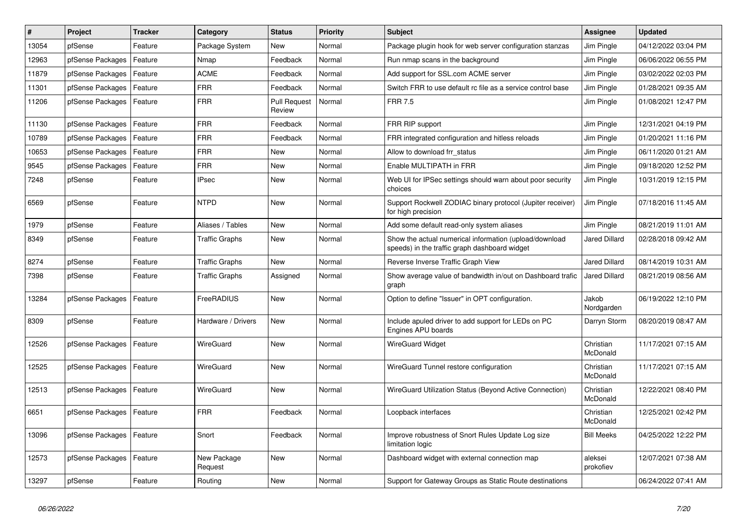| # | Project | Tracker | Category | Status | Priority | Subject | Assignee | Updated |
|---|---|---|---|---|---|---|---|---|
| 13054 | pfSense | Feature | Package System | New | Normal | Package plugin hook for web server configuration stanzas | Jim Pingle | 04/12/2022 03:04 PM |
| 12963 | pfSense Packages | Feature | Nmap | Feedback | Normal | Run nmap scans in the background | Jim Pingle | 06/06/2022 06:55 PM |
| 11879 | pfSense Packages | Feature | ACME | Feedback | Normal | Add support for SSL.com ACME server | Jim Pingle | 03/02/2022 02:03 PM |
| 11301 | pfSense Packages | Feature | FRR | Feedback | Normal | Switch FRR to use default rc file as a service control base | Jim Pingle | 01/28/2021 09:35 AM |
| 11206 | pfSense Packages | Feature | FRR | Pull Request Review | Normal | FRR 7.5 | Jim Pingle | 01/08/2021 12:47 PM |
| 11130 | pfSense Packages | Feature | FRR | Feedback | Normal | FRR RIP support | Jim Pingle | 12/31/2021 04:19 PM |
| 10789 | pfSense Packages | Feature | FRR | Feedback | Normal | FRR integrated configuration and hitless reloads | Jim Pingle | 01/20/2021 11:16 PM |
| 10653 | pfSense Packages | Feature | FRR | New | Normal | Allow to download frr_status | Jim Pingle | 06/11/2020 01:21 AM |
| 9545 | pfSense Packages | Feature | FRR | New | Normal | Enable MULTIPATH in FRR | Jim Pingle | 09/18/2020 12:52 PM |
| 7248 | pfSense | Feature | IPsec | New | Normal | Web UI for IPSec settings should warn about poor security choices | Jim Pingle | 10/31/2019 12:15 PM |
| 6569 | pfSense | Feature | NTPD | New | Normal | Support Rockwell ZODIAC binary protocol (Jupiter receiver) for high precision | Jim Pingle | 07/18/2016 11:45 AM |
| 1979 | pfSense | Feature | Aliases / Tables | New | Normal | Add some default read-only system aliases | Jim Pingle | 08/21/2019 11:01 AM |
| 8349 | pfSense | Feature | Traffic Graphs | New | Normal | Show the actual numerical information (upload/download speeds) in the traffic graph dashboard widget | Jared Dillard | 02/28/2018 09:42 AM |
| 8274 | pfSense | Feature | Traffic Graphs | New | Normal | Reverse Inverse Traffic Graph View | Jared Dillard | 08/14/2019 10:31 AM |
| 7398 | pfSense | Feature | Traffic Graphs | Assigned | Normal | Show average value of bandwidth in/out on Dashboard trafic graph | Jared Dillard | 08/21/2019 08:56 AM |
| 13284 | pfSense Packages | Feature | FreeRADIUS | New | Normal | Option to define "Issuer" in OPT configuration. | Jakob Nordgarden | 06/19/2022 12:10 PM |
| 8309 | pfSense | Feature | Hardware / Drivers | New | Normal | Include apuled driver to add support for LEDs on PC Engines APU boards | Darryn Storm | 08/20/2019 08:47 AM |
| 12526 | pfSense Packages | Feature | WireGuard | New | Normal | WireGuard Widget | Christian McDonald | 11/17/2021 07:15 AM |
| 12525 | pfSense Packages | Feature | WireGuard | New | Normal | WireGuard Tunnel restore configuration | Christian McDonald | 11/17/2021 07:15 AM |
| 12513 | pfSense Packages | Feature | WireGuard | New | Normal | WireGuard Utilization Status (Beyond Active Connection) | Christian McDonald | 12/22/2021 08:40 PM |
| 6651 | pfSense Packages | Feature | FRR | Feedback | Normal | Loopback interfaces | Christian McDonald | 12/25/2021 02:42 PM |
| 13096 | pfSense Packages | Feature | Snort | Feedback | Normal | Improve robustness of Snort Rules Update Log size limitation logic | Bill Meeks | 04/25/2022 12:22 PM |
| 12573 | pfSense Packages | Feature | New Package Request | New | Normal | Dashboard widget with external connection map | aleksei prokofiev | 12/07/2021 07:38 AM |
| 13297 | pfSense | Feature | Routing | New | Normal | Support for Gateway Groups as Static Route destinations | | 06/24/2022 07:41 AM |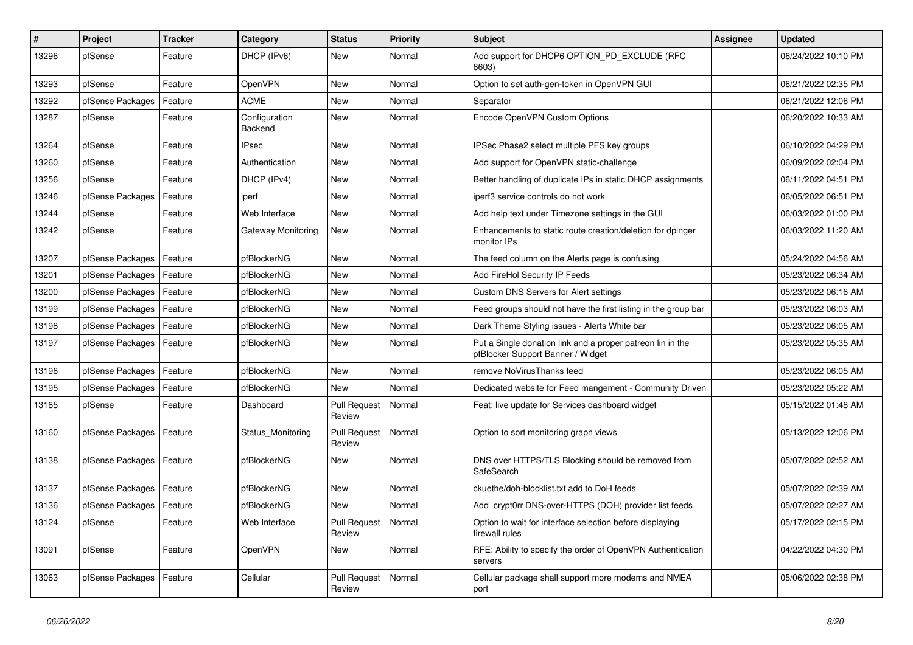| # | Project | Tracker | Category | Status | Priority | Subject | Assignee | Updated |
|---|---|---|---|---|---|---|---|---|
| 13296 | pfSense | Feature | DHCP (IPv6) | New | Normal | Add support for DHCP6 OPTION_PD_EXCLUDE (RFC 6603) | | 06/24/2022 10:10 PM |
| 13293 | pfSense | Feature | OpenVPN | New | Normal | Option to set auth-gen-token in OpenVPN GUI | | 06/21/2022 02:35 PM |
| 13292 | pfSense Packages | Feature | ACME | New | Normal | Separator | | 06/21/2022 12:06 PM |
| 13287 | pfSense | Feature | Configuration Backend | New | Normal | Encode OpenVPN Custom Options | | 06/20/2022 10:33 AM |
| 13264 | pfSense | Feature | IPsec | New | Normal | IPSec Phase2 select multiple PFS key groups | | 06/10/2022 04:29 PM |
| 13260 | pfSense | Feature | Authentication | New | Normal | Add support for OpenVPN static-challenge | | 06/09/2022 02:04 PM |
| 13256 | pfSense | Feature | DHCP (IPv4) | New | Normal | Better handling of duplicate IPs in static DHCP assignments | | 06/11/2022 04:51 PM |
| 13246 | pfSense Packages | Feature | iperf | New | Normal | iperf3 service controls do not work | | 06/05/2022 06:51 PM |
| 13244 | pfSense | Feature | Web Interface | New | Normal | Add help text under Timezone settings in the GUI | | 06/03/2022 01:00 PM |
| 13242 | pfSense | Feature | Gateway Monitoring | New | Normal | Enhancements to static route creation/deletion for dpinger monitor IPs | | 06/03/2022 11:20 AM |
| 13207 | pfSense Packages | Feature | pfBlockerNG | New | Normal | The feed column on the Alerts page is confusing | | 05/24/2022 04:56 AM |
| 13201 | pfSense Packages | Feature | pfBlockerNG | New | Normal | Add FireHol Security IP Feeds | | 05/23/2022 06:34 AM |
| 13200 | pfSense Packages | Feature | pfBlockerNG | New | Normal | Custom DNS Servers for Alert settings | | 05/23/2022 06:16 AM |
| 13199 | pfSense Packages | Feature | pfBlockerNG | New | Normal | Feed groups should not have the first listing in the group bar | | 05/23/2022 06:03 AM |
| 13198 | pfSense Packages | Feature | pfBlockerNG | New | Normal | Dark Theme Styling issues - Alerts White bar | | 05/23/2022 06:05 AM |
| 13197 | pfSense Packages | Feature | pfBlockerNG | New | Normal | Put a Single donation link and a proper patreon lin in the pfBlocker Support Banner / Widget | | 05/23/2022 05:35 AM |
| 13196 | pfSense Packages | Feature | pfBlockerNG | New | Normal | remove NoVirusThanks feed | | 05/23/2022 06:05 AM |
| 13195 | pfSense Packages | Feature | pfBlockerNG | New | Normal | Dedicated website for Feed mangement - Community Driven | | 05/23/2022 05:22 AM |
| 13165 | pfSense | Feature | Dashboard | Pull Request Review | Normal | Feat: live update for Services dashboard widget | | 05/15/2022 01:48 AM |
| 13160 | pfSense Packages | Feature | Status_Monitoring | Pull Request Review | Normal | Option to sort monitoring graph views | | 05/13/2022 12:06 PM |
| 13138 | pfSense Packages | Feature | pfBlockerNG | New | Normal | DNS over HTTPS/TLS Blocking should be removed from SafeSearch | | 05/07/2022 02:52 AM |
| 13137 | pfSense Packages | Feature | pfBlockerNG | New | Normal | ckuethe/doh-blocklist.txt add to DoH feeds | | 05/07/2022 02:39 AM |
| 13136 | pfSense Packages | Feature | pfBlockerNG | New | Normal | Add crypt0rr DNS-over-HTTPS (DOH) provider list feeds | | 05/07/2022 02:27 AM |
| 13124 | pfSense | Feature | Web Interface | Pull Request Review | Normal | Option to wait for interface selection before displaying firewall rules | | 05/17/2022 02:15 PM |
| 13091 | pfSense | Feature | OpenVPN | New | Normal | RFE: Ability to specify the order of OpenVPN Authentication servers | | 04/22/2022 04:30 PM |
| 13063 | pfSense Packages | Feature | Cellular | Pull Request Review | Normal | Cellular package shall support more modems and NMEA port | | 05/06/2022 02:38 PM |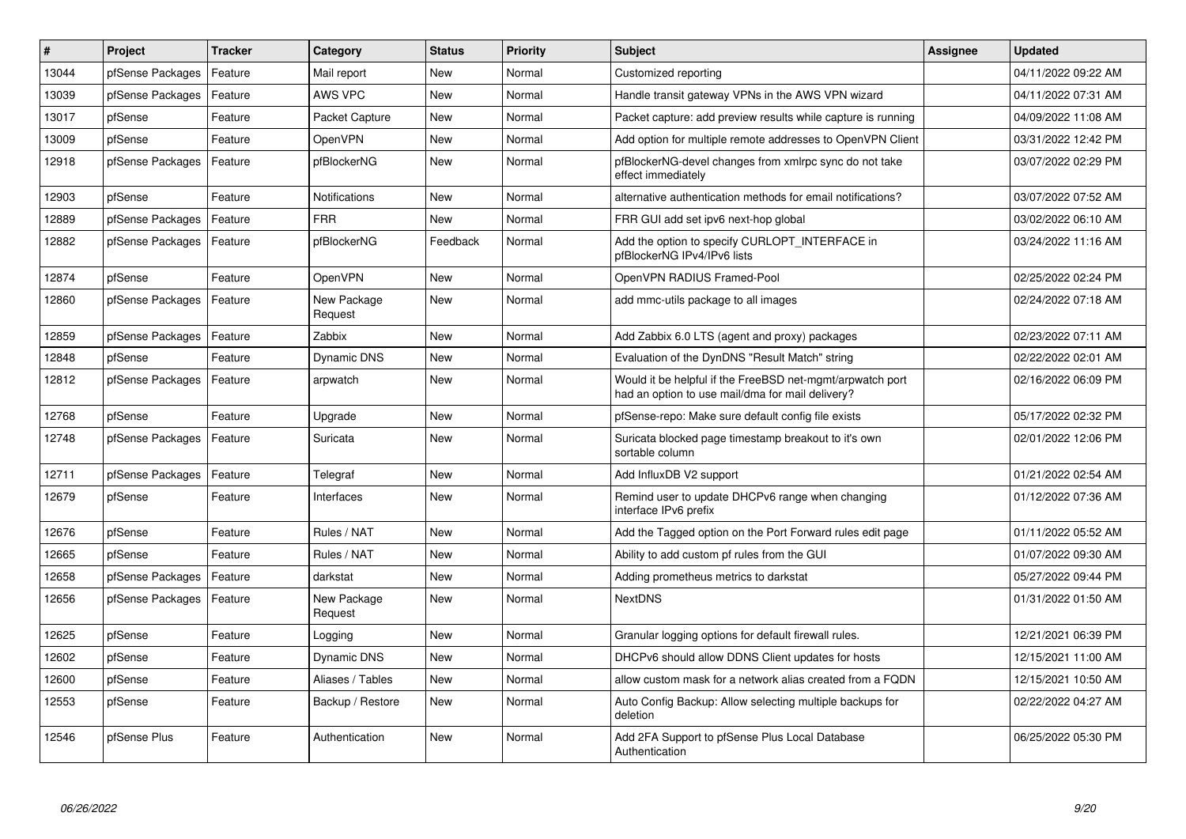| # | Project | Tracker | Category | Status | Priority | Subject | Assignee | Updated |
| --- | --- | --- | --- | --- | --- | --- | --- | --- |
| 13044 | pfSense Packages | Feature | Mail report | New | Normal | Customized reporting | | 04/11/2022 09:22 AM |
| 13039 | pfSense Packages | Feature | AWS VPC | New | Normal | Handle transit gateway VPNs in the AWS VPN wizard | | 04/11/2022 07:31 AM |
| 13017 | pfSense | Feature | Packet Capture | New | Normal | Packet capture: add preview results while capture is running | | 04/09/2022 11:08 AM |
| 13009 | pfSense | Feature | OpenVPN | New | Normal | Add option for multiple remote addresses to OpenVPN Client | | 03/31/2022 12:42 PM |
| 12918 | pfSense Packages | Feature | pfBlockerNG | New | Normal | pfBlockerNG-devel changes from xmlrpc sync do not take effect immediately | | 03/07/2022 02:29 PM |
| 12903 | pfSense | Feature | Notifications | New | Normal | alternative authentication methods for email notifications? | | 03/07/2022 07:52 AM |
| 12889 | pfSense Packages | Feature | FRR | New | Normal | FRR GUI add set ipv6 next-hop global | | 03/02/2022 06:10 AM |
| 12882 | pfSense Packages | Feature | pfBlockerNG | Feedback | Normal | Add the option to specify CURLOPT_INTERFACE in pfBlockerNG IPv4/IPv6 lists | | 03/24/2022 11:16 AM |
| 12874 | pfSense | Feature | OpenVPN | New | Normal | OpenVPN RADIUS Framed-Pool | | 02/25/2022 02:24 PM |
| 12860 | pfSense Packages | Feature | New Package Request | New | Normal | add mmc-utils package to all images | | 02/24/2022 07:18 AM |
| 12859 | pfSense Packages | Feature | Zabbix | New | Normal | Add Zabbix 6.0 LTS (agent and proxy) packages | | 02/23/2022 07:11 AM |
| 12848 | pfSense | Feature | Dynamic DNS | New | Normal | Evaluation of the DynDNS "Result Match" string | | 02/22/2022 02:01 AM |
| 12812 | pfSense Packages | Feature | arpwatch | New | Normal | Would it be helpful if the FreeBSD net-mgmt/arpwatch port had an option to use mail/dma for mail delivery? | | 02/16/2022 06:09 PM |
| 12768 | pfSense | Feature | Upgrade | New | Normal | pfSense-repo: Make sure default config file exists | | 05/17/2022 02:32 PM |
| 12748 | pfSense Packages | Feature | Suricata | New | Normal | Suricata blocked page timestamp breakout to it's own sortable column | | 02/01/2022 12:06 PM |
| 12711 | pfSense Packages | Feature | Telegraf | New | Normal | Add InfluxDB V2 support | | 01/21/2022 02:54 AM |
| 12679 | pfSense | Feature | Interfaces | New | Normal | Remind user to update DHCPv6 range when changing interface IPv6 prefix | | 01/12/2022 07:36 AM |
| 12676 | pfSense | Feature | Rules / NAT | New | Normal | Add the Tagged option on the Port Forward rules edit page | | 01/11/2022 05:52 AM |
| 12665 | pfSense | Feature | Rules / NAT | New | Normal | Ability to add custom pf rules from the GUI | | 01/07/2022 09:30 AM |
| 12658 | pfSense Packages | Feature | darkstat | New | Normal | Adding prometheus metrics to darkstat | | 05/27/2022 09:44 PM |
| 12656 | pfSense Packages | Feature | New Package Request | New | Normal | NextDNS | | 01/31/2022 01:50 AM |
| 12625 | pfSense | Feature | Logging | New | Normal | Granular logging options for default firewall rules. | | 12/21/2021 06:39 PM |
| 12602 | pfSense | Feature | Dynamic DNS | New | Normal | DHCPv6 should allow DDNS Client updates for hosts | | 12/15/2021 11:00 AM |
| 12600 | pfSense | Feature | Aliases / Tables | New | Normal | allow custom mask for a network alias created from a FQDN | | 12/15/2021 10:50 AM |
| 12553 | pfSense | Feature | Backup / Restore | New | Normal | Auto Config Backup: Allow selecting multiple backups for deletion | | 02/22/2022 04:27 AM |
| 12546 | pfSense Plus | Feature | Authentication | New | Normal | Add 2FA Support to pfSense Plus Local Database Authentication | | 06/25/2022 05:30 PM |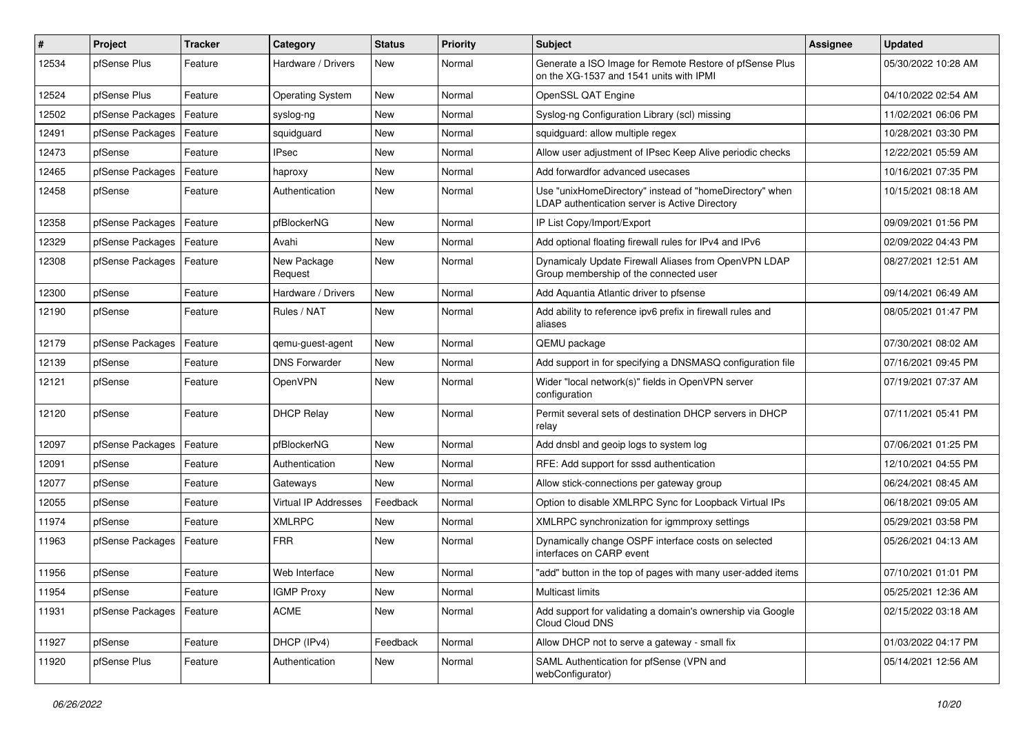| # | Project | Tracker | Category | Status | Priority | Subject | Assignee | Updated |
|---|---|---|---|---|---|---|---|---|
| 12534 | pfSense Plus | Feature | Hardware / Drivers | New | Normal | Generate a ISO Image for Remote Restore of pfSense Plus on the XG-1537 and 1541 units with IPMI | | 05/30/2022 10:28 AM |
| 12524 | pfSense Plus | Feature | Operating System | New | Normal | OpenSSL QAT Engine | | 04/10/2022 02:54 AM |
| 12502 | pfSense Packages | Feature | syslog-ng | New | Normal | Syslog-ng Configuration Library (scl) missing | | 11/02/2021 06:06 PM |
| 12491 | pfSense Packages | Feature | squidguard | New | Normal | squidguard: allow multiple regex | | 10/28/2021 03:30 PM |
| 12473 | pfSense | Feature | IPsec | New | Normal | Allow user adjustment of IPsec Keep Alive periodic checks | | 12/22/2021 05:59 AM |
| 12465 | pfSense Packages | Feature | haproxy | New | Normal | Add forwardfor advanced usecases | | 10/16/2021 07:35 PM |
| 12458 | pfSense | Feature | Authentication | New | Normal | Use "unixHomeDirectory" instead of "homeDirectory" when LDAP authentication server is Active Directory | | 10/15/2021 08:18 AM |
| 12358 | pfSense Packages | Feature | pfBlockerNG | New | Normal | IP List Copy/Import/Export | | 09/09/2021 01:56 PM |
| 12329 | pfSense Packages | Feature | Avahi | New | Normal | Add optional floating firewall rules for IPv4 and IPv6 | | 02/09/2022 04:43 PM |
| 12308 | pfSense Packages | Feature | New Package Request | New | Normal | Dynamicaly Update Firewall Aliases from OpenVPN LDAP Group membership of the connected user | | 08/27/2021 12:51 AM |
| 12300 | pfSense | Feature | Hardware / Drivers | New | Normal | Add Aquantia Atlantic driver to pfsense | | 09/14/2021 06:49 AM |
| 12190 | pfSense | Feature | Rules / NAT | New | Normal | Add ability to reference ipv6 prefix in firewall rules and aliases | | 08/05/2021 01:47 PM |
| 12179 | pfSense Packages | Feature | qemu-guest-agent | New | Normal | QEMU package | | 07/30/2021 08:02 AM |
| 12139 | pfSense | Feature | DNS Forwarder | New | Normal | Add support in for specifying a DNSMASQ configuration file | | 07/16/2021 09:45 PM |
| 12121 | pfSense | Feature | OpenVPN | New | Normal | Wider "local network(s)" fields in OpenVPN server configuration | | 07/19/2021 07:37 AM |
| 12120 | pfSense | Feature | DHCP Relay | New | Normal | Permit several sets of destination DHCP servers in DHCP relay | | 07/11/2021 05:41 PM |
| 12097 | pfSense Packages | Feature | pfBlockerNG | New | Normal | Add dnsbl and geoip logs to system log | | 07/06/2021 01:25 PM |
| 12091 | pfSense | Feature | Authentication | New | Normal | RFE: Add support for sssd authentication | | 12/10/2021 04:55 PM |
| 12077 | pfSense | Feature | Gateways | New | Normal | Allow stick-connections per gateway group | | 06/24/2021 08:45 AM |
| 12055 | pfSense | Feature | Virtual IP Addresses | Feedback | Normal | Option to disable XMLRPC Sync for Loopback Virtual IPs | | 06/18/2021 09:05 AM |
| 11974 | pfSense | Feature | XMLRPC | New | Normal | XMLRPC synchronization for igmmproxy settings | | 05/29/2021 03:58 PM |
| 11963 | pfSense Packages | Feature | FRR | New | Normal | Dynamically change OSPF interface costs on selected interfaces on CARP event | | 05/26/2021 04:13 AM |
| 11956 | pfSense | Feature | Web Interface | New | Normal | "add" button in the top of pages with many user-added items | | 07/10/2021 01:01 PM |
| 11954 | pfSense | Feature | IGMP Proxy | New | Normal | Multicast limits | | 05/25/2021 12:36 AM |
| 11931 | pfSense Packages | Feature | ACME | New | Normal | Add support for validating a domain's ownership via Google Cloud Cloud DNS | | 02/15/2022 03:18 AM |
| 11927 | pfSense | Feature | DHCP (IPv4) | Feedback | Normal | Allow DHCP not to serve a gateway - small fix | | 01/03/2022 04:17 PM |
| 11920 | pfSense Plus | Feature | Authentication | New | Normal | SAML Authentication for pfSense (VPN and webConfigurator) | | 05/14/2021 12:56 AM |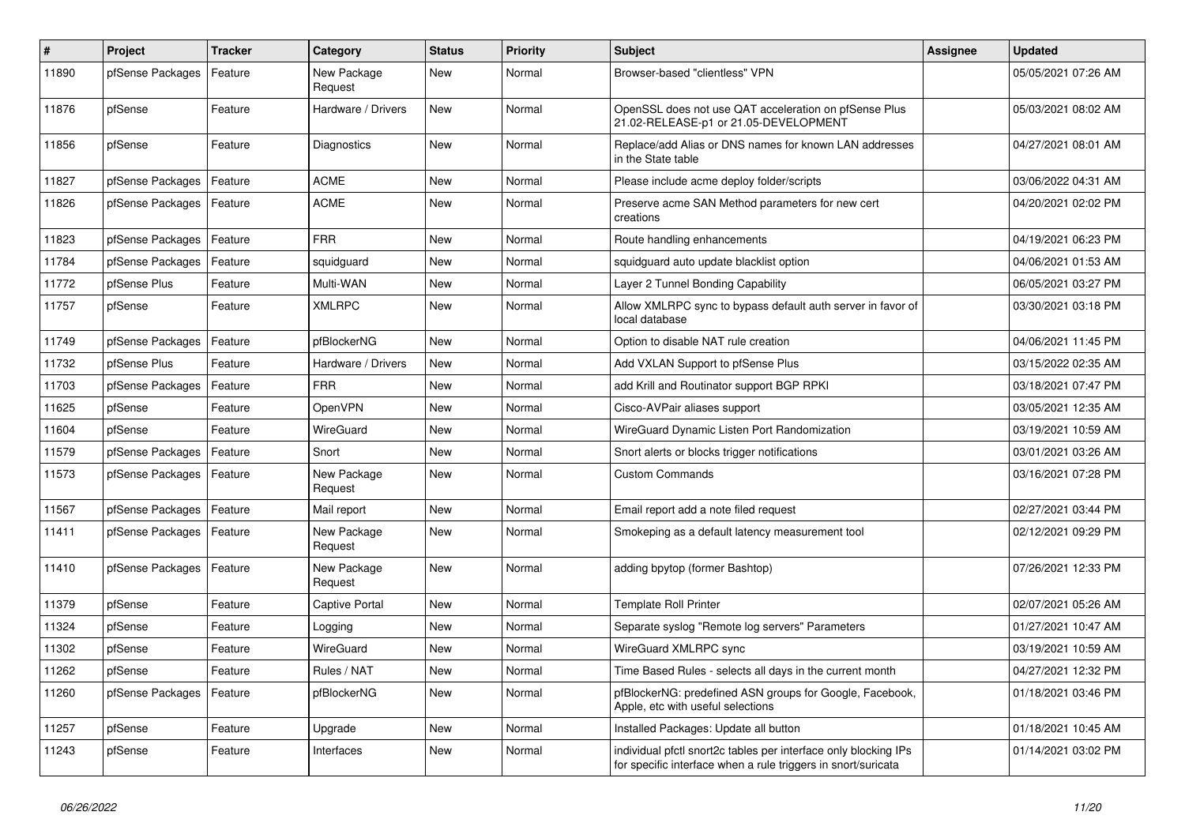| # | Project | Tracker | Category | Status | Priority | Subject | Assignee | Updated |
|---|---|---|---|---|---|---|---|---|
| 11890 | pfSense Packages | Feature | New Package Request | New | Normal | Browser-based "clientless" VPN | | 05/05/2021 07:26 AM |
| 11876 | pfSense | Feature | Hardware / Drivers | New | Normal | OpenSSL does not use QAT acceleration on pfSense Plus 21.02-RELEASE-p1 or 21.05-DEVELOPMENT | | 05/03/2021 08:02 AM |
| 11856 | pfSense | Feature | Diagnostics | New | Normal | Replace/add Alias or DNS names for known LAN addresses in the State table | | 04/27/2021 08:01 AM |
| 11827 | pfSense Packages | Feature | ACME | New | Normal | Please include acme deploy folder/scripts | | 03/06/2022 04:31 AM |
| 11826 | pfSense Packages | Feature | ACME | New | Normal | Preserve acme SAN Method parameters for new cert creations | | 04/20/2021 02:02 PM |
| 11823 | pfSense Packages | Feature | FRR | New | Normal | Route handling enhancements | | 04/19/2021 06:23 PM |
| 11784 | pfSense Packages | Feature | squidguard | New | Normal | squidguard auto update blacklist option | | 04/06/2021 01:53 AM |
| 11772 | pfSense Plus | Feature | Multi-WAN | New | Normal | Layer 2 Tunnel Bonding Capability | | 06/05/2021 03:27 PM |
| 11757 | pfSense | Feature | XMLRPC | New | Normal | Allow XMLRPC sync to bypass default auth server in favor of local database | | 03/30/2021 03:18 PM |
| 11749 | pfSense Packages | Feature | pfBlockerNG | New | Normal | Option to disable NAT rule creation | | 04/06/2021 11:45 PM |
| 11732 | pfSense Plus | Feature | Hardware / Drivers | New | Normal | Add VXLAN Support to pfSense Plus | | 03/15/2022 02:35 AM |
| 11703 | pfSense Packages | Feature | FRR | New | Normal | add Krill and Routinator support BGP RPKI | | 03/18/2021 07:47 PM |
| 11625 | pfSense | Feature | OpenVPN | New | Normal | Cisco-AVPair aliases support | | 03/05/2021 12:35 AM |
| 11604 | pfSense | Feature | WireGuard | New | Normal | WireGuard Dynamic Listen Port Randomization | | 03/19/2021 10:59 AM |
| 11579 | pfSense Packages | Feature | Snort | New | Normal | Snort alerts or blocks trigger notifications | | 03/01/2021 03:26 AM |
| 11573 | pfSense Packages | Feature | New Package Request | New | Normal | Custom Commands | | 03/16/2021 07:28 PM |
| 11567 | pfSense Packages | Feature | Mail report | New | Normal | Email report add a note filed request | | 02/27/2021 03:44 PM |
| 11411 | pfSense Packages | Feature | New Package Request | New | Normal | Smokeping as a default latency measurement tool | | 02/12/2021 09:29 PM |
| 11410 | pfSense Packages | Feature | New Package Request | New | Normal | adding bpytop (former Bashtop) | | 07/26/2021 12:33 PM |
| 11379 | pfSense | Feature | Captive Portal | New | Normal | Template Roll Printer | | 02/07/2021 05:26 AM |
| 11324 | pfSense | Feature | Logging | New | Normal | Separate syslog "Remote log servers" Parameters | | 01/27/2021 10:47 AM |
| 11302 | pfSense | Feature | WireGuard | New | Normal | WireGuard XMLRPC sync | | 03/19/2021 10:59 AM |
| 11262 | pfSense | Feature | Rules / NAT | New | Normal | Time Based Rules - selects all days in the current month | | 04/27/2021 12:32 PM |
| 11260 | pfSense Packages | Feature | pfBlockerNG | New | Normal | pfBlockerNG: predefined ASN groups for Google, Facebook, Apple, etc with useful selections | | 01/18/2021 03:46 PM |
| 11257 | pfSense | Feature | Upgrade | New | Normal | Installed Packages: Update all button | | 01/18/2021 10:45 AM |
| 11243 | pfSense | Feature | Interfaces | New | Normal | individual pfctl snort2c tables per interface only blocking IPs for specific interface when a rule triggers in snort/suricata | | 01/14/2021 03:02 PM |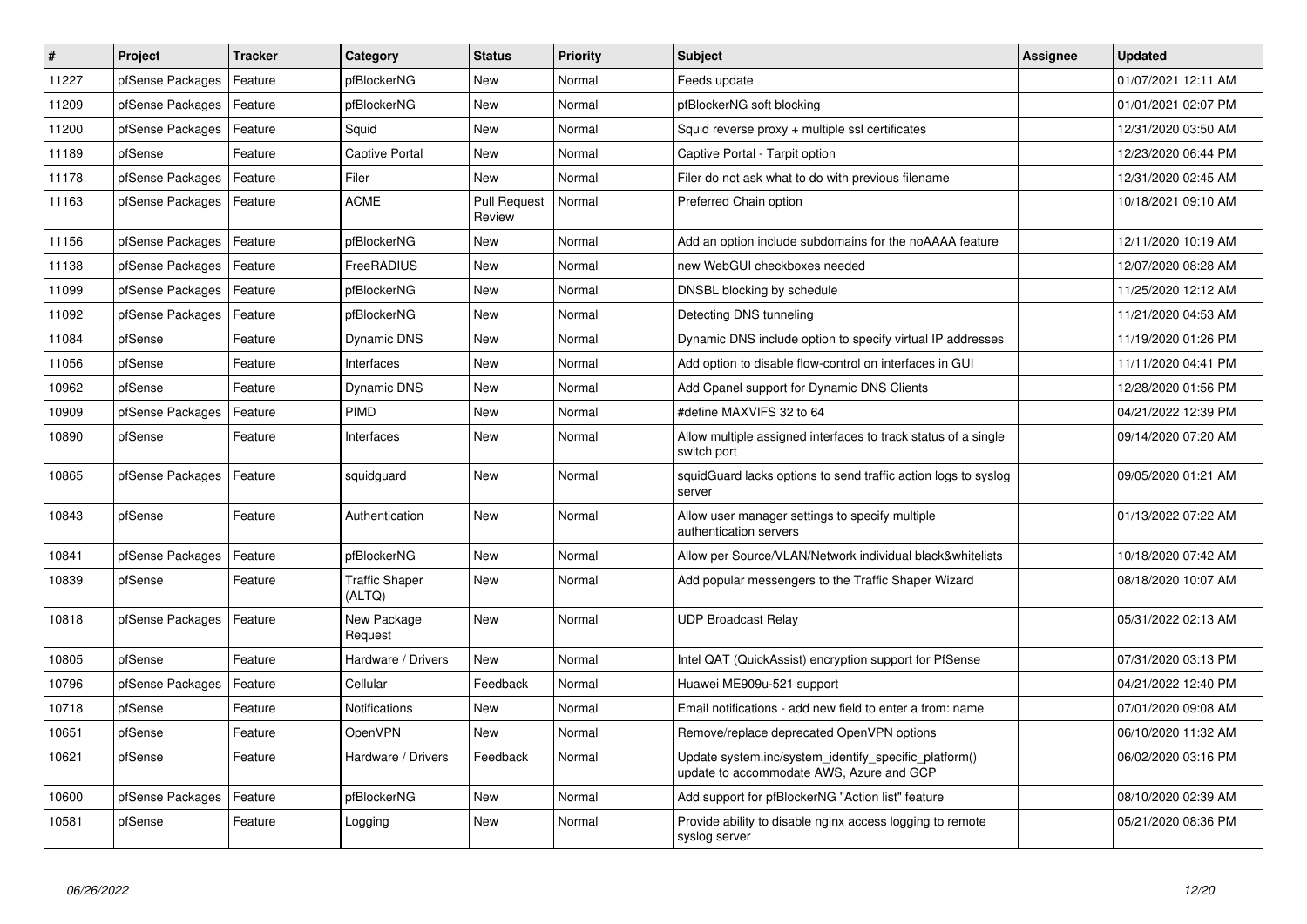| # | Project | Tracker | Category | Status | Priority | Subject | Assignee | Updated |
|---|---|---|---|---|---|---|---|---|
| 11227 | pfSense Packages | Feature | pfBlockerNG | New | Normal | Feeds update | | 01/07/2021 12:11 AM |
| 11209 | pfSense Packages | Feature | pfBlockerNG | New | Normal | pfBlockerNG soft blocking | | 01/01/2021 02:07 PM |
| 11200 | pfSense Packages | Feature | Squid | New | Normal | Squid reverse proxy + multiple ssl certificates | | 12/31/2020 03:50 AM |
| 11189 | pfSense | Feature | Captive Portal | New | Normal | Captive Portal - Tarpit option | | 12/23/2020 06:44 PM |
| 11178 | pfSense Packages | Feature | Filer | New | Normal | Filer do not ask what to do with previous filename | | 12/31/2020 02:45 AM |
| 11163 | pfSense Packages | Feature | ACME | Pull Request Review | Normal | Preferred Chain option | | 10/18/2021 09:10 AM |
| 11156 | pfSense Packages | Feature | pfBlockerNG | New | Normal | Add an option include subdomains for the noAAAA feature | | 12/11/2020 10:19 AM |
| 11138 | pfSense Packages | Feature | FreeRADIUS | New | Normal | new WebGUI checkboxes needed | | 12/07/2020 08:28 AM |
| 11099 | pfSense Packages | Feature | pfBlockerNG | New | Normal | DNSBL blocking by schedule | | 11/25/2020 12:12 AM |
| 11092 | pfSense Packages | Feature | pfBlockerNG | New | Normal | Detecting DNS tunneling | | 11/21/2020 04:53 AM |
| 11084 | pfSense | Feature | Dynamic DNS | New | Normal | Dynamic DNS include option to specify virtual IP addresses | | 11/19/2020 01:26 PM |
| 11056 | pfSense | Feature | Interfaces | New | Normal | Add option to disable flow-control on interfaces in GUI | | 11/11/2020 04:41 PM |
| 10962 | pfSense | Feature | Dynamic DNS | New | Normal | Add Cpanel support for Dynamic DNS Clients | | 12/28/2020 01:56 PM |
| 10909 | pfSense Packages | Feature | PIMD | New | Normal | #define MAXVIFS 32 to 64 | | 04/21/2022 12:39 PM |
| 10890 | pfSense | Feature | Interfaces | New | Normal | Allow multiple assigned interfaces to track status of a single switch port | | 09/14/2020 07:20 AM |
| 10865 | pfSense Packages | Feature | squidguard | New | Normal | squidGuard lacks options to send traffic action logs to syslog server | | 09/05/2020 01:21 AM |
| 10843 | pfSense | Feature | Authentication | New | Normal | Allow user manager settings to specify multiple authentication servers | | 01/13/2022 07:22 AM |
| 10841 | pfSense Packages | Feature | pfBlockerNG | New | Normal | Allow per Source/VLAN/Network individual black&whitelists | | 10/18/2020 07:42 AM |
| 10839 | pfSense | Feature | Traffic Shaper (ALTQ) | New | Normal | Add popular messengers to the Traffic Shaper Wizard | | 08/18/2020 10:07 AM |
| 10818 | pfSense Packages | Feature | New Package Request | New | Normal | UDP Broadcast Relay | | 05/31/2022 02:13 AM |
| 10805 | pfSense | Feature | Hardware / Drivers | New | Normal | Intel QAT (QuickAssist) encryption support for PfSense | | 07/31/2020 03:13 PM |
| 10796 | pfSense Packages | Feature | Cellular | Feedback | Normal | Huawei ME909u-521 support | | 04/21/2022 12:40 PM |
| 10718 | pfSense | Feature | Notifications | New | Normal | Email notifications - add new field to enter a from: name | | 07/01/2020 09:08 AM |
| 10651 | pfSense | Feature | OpenVPN | New | Normal | Remove/replace deprecated OpenVPN options | | 06/10/2020 11:32 AM |
| 10621 | pfSense | Feature | Hardware / Drivers | Feedback | Normal | Update system.inc/system_identify_specific_platform() update to accommodate AWS, Azure and GCP | | 06/02/2020 03:16 PM |
| 10600 | pfSense Packages | Feature | pfBlockerNG | New | Normal | Add support for pfBlockerNG "Action list" feature | | 08/10/2020 02:39 AM |
| 10581 | pfSense | Feature | Logging | New | Normal | Provide ability to disable nginx access logging to remote syslog server | | 05/21/2020 08:36 PM |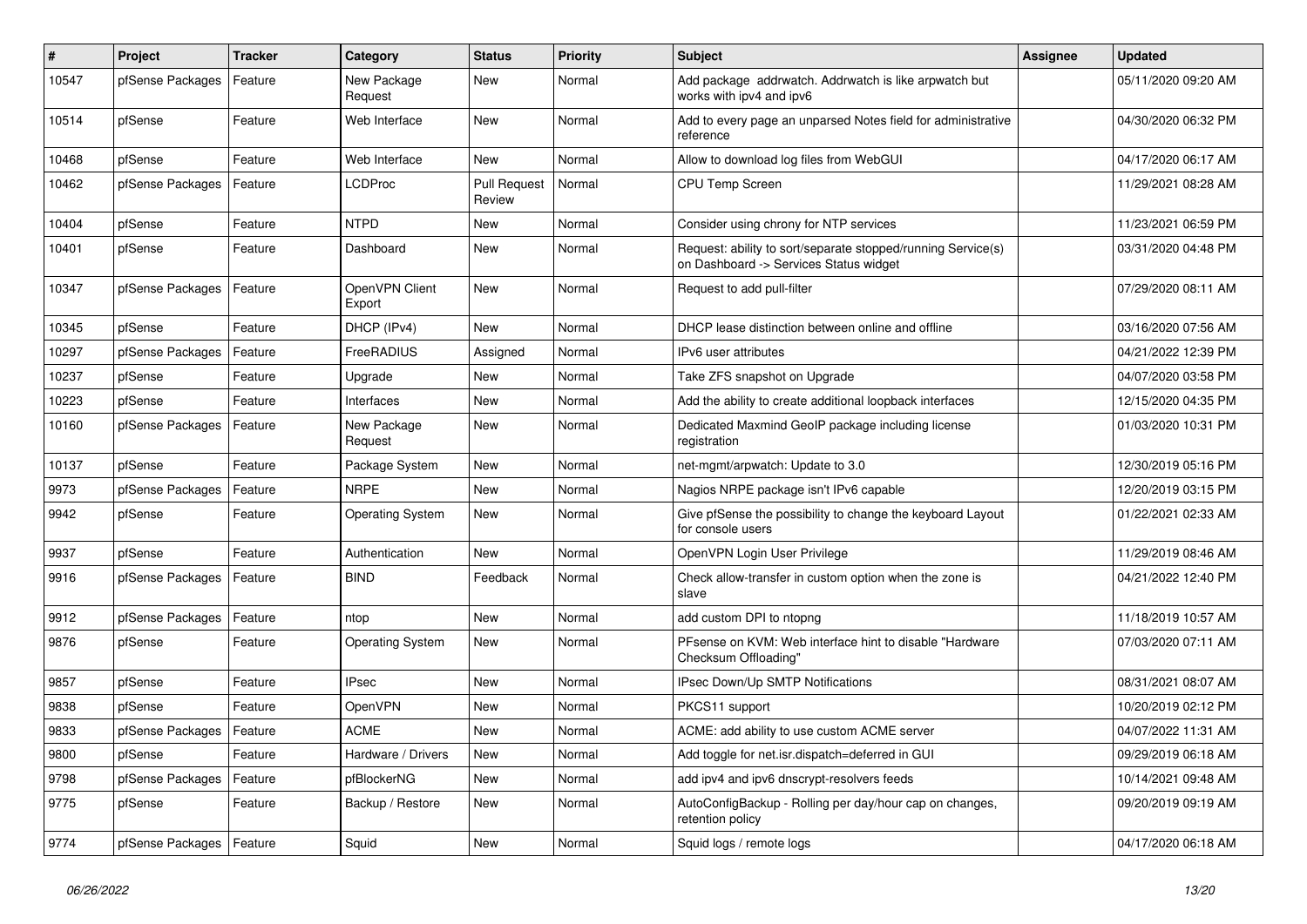| # | Project | Tracker | Category | Status | Priority | Subject | Assignee | Updated |
|---|---|---|---|---|---|---|---|---|
| 10547 | pfSense Packages | Feature | New Package Request | New | Normal | Add package addrwatch. Addrwatch is like arpwatch but works with ipv4 and ipv6 | | 05/11/2020 09:20 AM |
| 10514 | pfSense | Feature | Web Interface | New | Normal | Add to every page an unparsed Notes field for administrative reference | | 04/30/2020 06:32 PM |
| 10468 | pfSense | Feature | Web Interface | New | Normal | Allow to download log files from WebGUI | | 04/17/2020 06:17 AM |
| 10462 | pfSense Packages | Feature | LCDProc | Pull Request Review | Normal | CPU Temp Screen | | 11/29/2021 08:28 AM |
| 10404 | pfSense | Feature | NTPD | New | Normal | Consider using chrony for NTP services | | 11/23/2021 06:59 PM |
| 10401 | pfSense | Feature | Dashboard | New | Normal | Request: ability to sort/separate stopped/running Service(s) on Dashboard -> Services Status widget | | 03/31/2020 04:48 PM |
| 10347 | pfSense Packages | Feature | OpenVPN Client Export | New | Normal | Request to add pull-filter | | 07/29/2020 08:11 AM |
| 10345 | pfSense | Feature | DHCP (IPv4) | New | Normal | DHCP lease distinction between online and offline | | 03/16/2020 07:56 AM |
| 10297 | pfSense Packages | Feature | FreeRADIUS | Assigned | Normal | IPv6 user attributes | | 04/21/2022 12:39 PM |
| 10237 | pfSense | Feature | Upgrade | New | Normal | Take ZFS snapshot on Upgrade | | 04/07/2020 03:58 PM |
| 10223 | pfSense | Feature | Interfaces | New | Normal | Add the ability to create additional loopback interfaces | | 12/15/2020 04:35 PM |
| 10160 | pfSense Packages | Feature | New Package Request | New | Normal | Dedicated Maxmind GeoIP package including license registration | | 01/03/2020 10:31 PM |
| 10137 | pfSense | Feature | Package System | New | Normal | net-mgmt/arpwatch: Update to 3.0 | | 12/30/2019 05:16 PM |
| 9973 | pfSense Packages | Feature | NRPE | New | Normal | Nagios NRPE package isn't IPv6 capable | | 12/20/2019 03:15 PM |
| 9942 | pfSense | Feature | Operating System | New | Normal | Give pfSense the possibility to change the keyboard Layout for console users | | 01/22/2021 02:33 AM |
| 9937 | pfSense | Feature | Authentication | New | Normal | OpenVPN Login User Privilege | | 11/29/2019 08:46 AM |
| 9916 | pfSense Packages | Feature | BIND | Feedback | Normal | Check allow-transfer in custom option when the zone is slave | | 04/21/2022 12:40 PM |
| 9912 | pfSense Packages | Feature | ntop | New | Normal | add custom DPI to ntopng | | 11/18/2019 10:57 AM |
| 9876 | pfSense | Feature | Operating System | New | Normal | PFsense on KVM: Web interface hint to disable "Hardware Checksum Offloading" | | 07/03/2020 07:11 AM |
| 9857 | pfSense | Feature | IPsec | New | Normal | IPsec Down/Up SMTP Notifications | | 08/31/2021 08:07 AM |
| 9838 | pfSense | Feature | OpenVPN | New | Normal | PKCS11 support | | 10/20/2019 02:12 PM |
| 9833 | pfSense Packages | Feature | ACME | New | Normal | ACME: add ability to use custom ACME server | | 04/07/2022 11:31 AM |
| 9800 | pfSense | Feature | Hardware / Drivers | New | Normal | Add toggle for net.isr.dispatch=deferred in GUI | | 09/29/2019 06:18 AM |
| 9798 | pfSense Packages | Feature | pfBlockerNG | New | Normal | add ipv4 and ipv6 dnscrypt-resolvers feeds | | 10/14/2021 09:48 AM |
| 9775 | pfSense | Feature | Backup / Restore | New | Normal | AutoConfigBackup - Rolling per day/hour cap on changes, retention policy | | 09/20/2019 09:19 AM |
| 9774 | pfSense Packages | Feature | Squid | New | Normal | Squid logs / remote logs | | 04/17/2020 06:18 AM |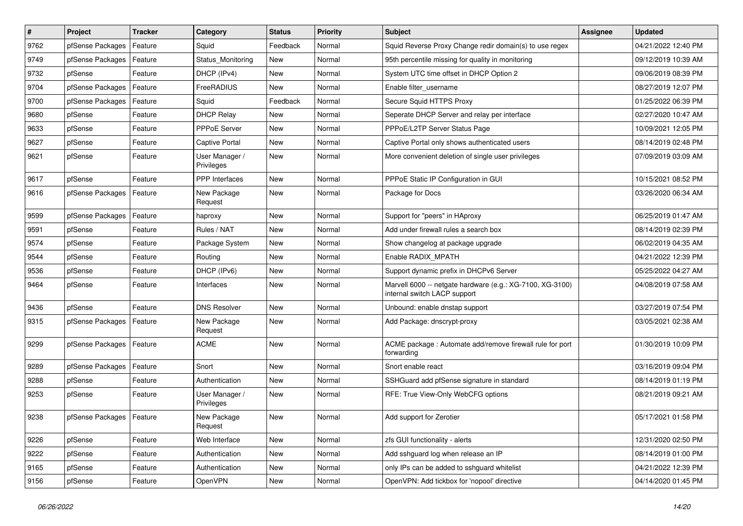| # | Project | Tracker | Category | Status | Priority | Subject | Assignee | Updated |
|---|---|---|---|---|---|---|---|---|
| 9762 | pfSense Packages | Feature | Squid | Feedback | Normal | Squid Reverse Proxy Change redir domain(s) to use regex | | 04/21/2022 12:40 PM |
| 9749 | pfSense Packages | Feature | Status_Monitoring | New | Normal | 95th percentile missing for quality in monitoring | | 09/12/2019 10:39 AM |
| 9732 | pfSense | Feature | DHCP (IPv4) | New | Normal | System UTC time offset in DHCP Option 2 | | 09/06/2019 08:39 PM |
| 9704 | pfSense Packages | Feature | FreeRADIUS | New | Normal | Enable filter_username | | 08/27/2019 12:07 PM |
| 9700 | pfSense Packages | Feature | Squid | Feedback | Normal | Secure Squid HTTPS Proxy | | 01/25/2022 06:39 PM |
| 9680 | pfSense | Feature | DHCP Relay | New | Normal | Seperate DHCP Server and relay per interface | | 02/27/2020 10:47 AM |
| 9633 | pfSense | Feature | PPPoE Server | New | Normal | PPPoE/L2TP Server Status Page | | 10/09/2021 12:05 PM |
| 9627 | pfSense | Feature | Captive Portal | New | Normal | Captive Portal only shows authenticated users | | 08/14/2019 02:48 PM |
| 9621 | pfSense | Feature | User Manager / Privileges | New | Normal | More convenient deletion of single user privileges | | 07/09/2019 03:09 AM |
| 9617 | pfSense | Feature | PPP Interfaces | New | Normal | PPPoE Static IP Configuration in GUI | | 10/15/2021 08:52 PM |
| 9616 | pfSense Packages | Feature | New Package Request | New | Normal | Package for Docs | | 03/26/2020 06:34 AM |
| 9599 | pfSense Packages | Feature | haproxy | New | Normal | Support for "peers" in HAproxy | | 06/25/2019 01:47 AM |
| 9591 | pfSense | Feature | Rules / NAT | New | Normal | Add under firewall rules a search box | | 08/14/2019 02:39 PM |
| 9574 | pfSense | Feature | Package System | New | Normal | Show changelog at package upgrade | | 06/02/2019 04:35 AM |
| 9544 | pfSense | Feature | Routing | New | Normal | Enable RADIX_MPATH | | 04/21/2022 12:39 PM |
| 9536 | pfSense | Feature | DHCP (IPv6) | New | Normal | Support dynamic prefix in DHCPv6 Server | | 05/25/2022 04:27 AM |
| 9464 | pfSense | Feature | Interfaces | New | Normal | Marvell 6000 -- netgate hardware (e.g.: XG-7100, XG-3100) internal switch LACP support | | 04/08/2019 07:58 AM |
| 9436 | pfSense | Feature | DNS Resolver | New | Normal | Unbound: enable dnstap support | | 03/27/2019 07:54 PM |
| 9315 | pfSense Packages | Feature | New Package Request | New | Normal | Add Package: dnscrypt-proxy | | 03/05/2021 02:38 AM |
| 9299 | pfSense Packages | Feature | ACME | New | Normal | ACME package : Automate add/remove firewall rule for port forwarding | | 01/30/2019 10:09 PM |
| 9289 | pfSense Packages | Feature | Snort | New | Normal | Snort enable react | | 03/16/2019 09:04 PM |
| 9288 | pfSense | Feature | Authentication | New | Normal | SSHGuard add pfSense signature in standard | | 08/14/2019 01:19 PM |
| 9253 | pfSense | Feature | User Manager / Privileges | New | Normal | RFE: True View-Only WebCFG options | | 08/21/2019 09:21 AM |
| 9238 | pfSense Packages | Feature | New Package Request | New | Normal | Add support for Zerotier | | 05/17/2021 01:58 PM |
| 9226 | pfSense | Feature | Web Interface | New | Normal | zfs GUI functionality - alerts | | 12/31/2020 02:50 PM |
| 9222 | pfSense | Feature | Authentication | New | Normal | Add sshguard log when release an IP | | 08/14/2019 01:00 PM |
| 9165 | pfSense | Feature | Authentication | New | Normal | only IPs can be added to sshguard whitelist | | 04/21/2022 12:39 PM |
| 9156 | pfSense | Feature | OpenVPN | New | Normal | OpenVPN: Add tickbox for 'nopool' directive | | 04/14/2020 01:45 PM |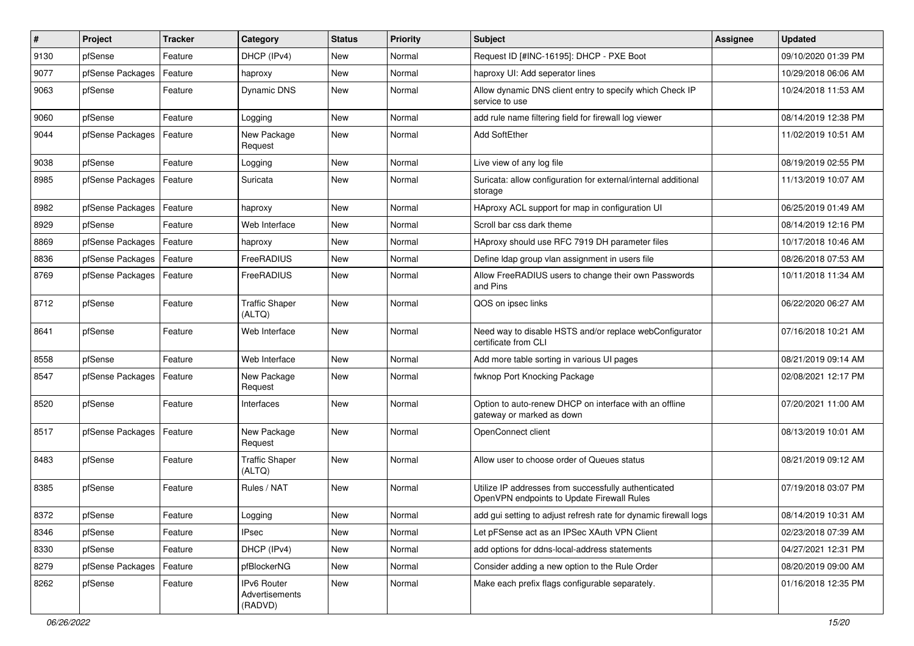| # | Project | Tracker | Category | Status | Priority | Subject | Assignee | Updated |
|---|---|---|---|---|---|---|---|---|
| 9130 | pfSense | Feature | DHCP (IPv4) | New | Normal | Request ID [#INC-16195]: DHCP - PXE Boot | | 09/10/2020 01:39 PM |
| 9077 | pfSense Packages | Feature | haproxy | New | Normal | haproxy UI: Add seperator lines | | 10/29/2018 06:06 AM |
| 9063 | pfSense | Feature | Dynamic DNS | New | Normal | Allow dynamic DNS client entry to specify which Check IP service to use | | 10/24/2018 11:53 AM |
| 9060 | pfSense | Feature | Logging | New | Normal | add rule name filtering field for firewall log viewer | | 08/14/2019 12:38 PM |
| 9044 | pfSense Packages | Feature | New Package Request | New | Normal | Add SoftEther | | 11/02/2019 10:51 AM |
| 9038 | pfSense | Feature | Logging | New | Normal | Live view of any log file | | 08/19/2019 02:55 PM |
| 8985 | pfSense Packages | Feature | Suricata | New | Normal | Suricata: allow configuration for external/internal additional storage | | 11/13/2019 10:07 AM |
| 8982 | pfSense Packages | Feature | haproxy | New | Normal | HAproxy ACL support for map in configuration UI | | 06/25/2019 01:49 AM |
| 8929 | pfSense | Feature | Web Interface | New | Normal | Scroll bar css dark theme | | 08/14/2019 12:16 PM |
| 8869 | pfSense Packages | Feature | haproxy | New | Normal | HAproxy should use RFC 7919 DH parameter files | | 10/17/2018 10:46 AM |
| 8836 | pfSense Packages | Feature | FreeRADIUS | New | Normal | Define ldap group vlan assignment in users file | | 08/26/2018 07:53 AM |
| 8769 | pfSense Packages | Feature | FreeRADIUS | New | Normal | Allow FreeRADIUS users to change their own Passwords and Pins | | 10/11/2018 11:34 AM |
| 8712 | pfSense | Feature | Traffic Shaper (ALTQ) | New | Normal | QOS on ipsec links | | 06/22/2020 06:27 AM |
| 8641 | pfSense | Feature | Web Interface | New | Normal | Need way to disable HSTS and/or replace webConfigurator certificate from CLI | | 07/16/2018 10:21 AM |
| 8558 | pfSense | Feature | Web Interface | New | Normal | Add more table sorting in various UI pages | | 08/21/2019 09:14 AM |
| 8547 | pfSense Packages | Feature | New Package Request | New | Normal | fwknop Port Knocking Package | | 02/08/2021 12:17 PM |
| 8520 | pfSense | Feature | Interfaces | New | Normal | Option to auto-renew DHCP on interface with an offline gateway or marked as down | | 07/20/2021 11:00 AM |
| 8517 | pfSense Packages | Feature | New Package Request | New | Normal | OpenConnect client | | 08/13/2019 10:01 AM |
| 8483 | pfSense | Feature | Traffic Shaper (ALTQ) | New | Normal | Allow user to choose order of Queues status | | 08/21/2019 09:12 AM |
| 8385 | pfSense | Feature | Rules / NAT | New | Normal | Utilize IP addresses from successfully authenticated OpenVPN endpoints to Update Firewall Rules | | 07/19/2018 03:07 PM |
| 8372 | pfSense | Feature | Logging | New | Normal | add gui setting to adjust refresh rate for dynamic firewall logs | | 08/14/2019 10:31 AM |
| 8346 | pfSense | Feature | IPsec | New | Normal | Let pFSense act as an IPSec XAuth VPN Client | | 02/23/2018 07:39 AM |
| 8330 | pfSense | Feature | DHCP (IPv4) | New | Normal | add options for ddns-local-address statements | | 04/27/2021 12:31 PM |
| 8279 | pfSense Packages | Feature | pfBlockerNG | New | Normal | Consider adding a new option to the Rule Order | | 08/20/2019 09:00 AM |
| 8262 | pfSense | Feature | IPv6 Router Advertisements (RADVD) | New | Normal | Make each prefix flags configurable separately. | | 01/16/2018 12:35 PM |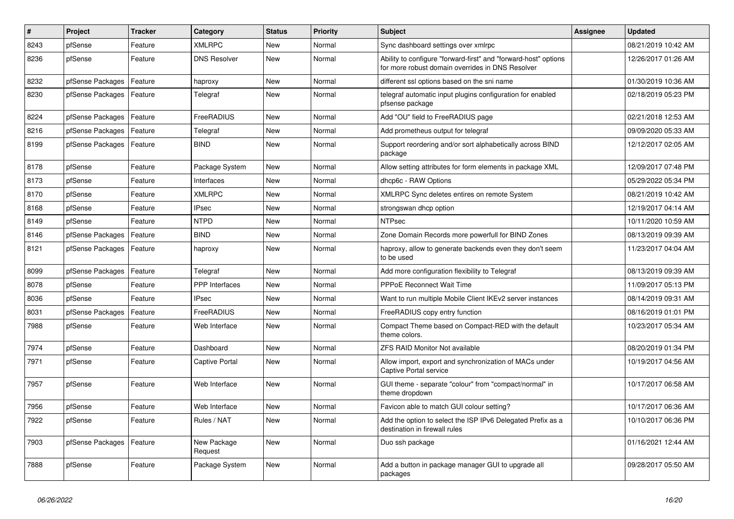| # | Project | Tracker | Category | Status | Priority | Subject | Assignee | Updated |
|---|---|---|---|---|---|---|---|---|
| 8243 | pfSense | Feature | XMLRPC | New | Normal | Sync dashboard settings over xmlrpc | | 08/21/2019 10:42 AM |
| 8236 | pfSense | Feature | DNS Resolver | New | Normal | Ability to configure "forward-first" and "forward-host" options for more robust domain overrides in DNS Resolver | | 12/26/2017 01:26 AM |
| 8232 | pfSense Packages | Feature | haproxy | New | Normal | different ssl options based on the sni name | | 01/30/2019 10:36 AM |
| 8230 | pfSense Packages | Feature | Telegraf | New | Normal | telegraf automatic input plugins configuration for enabled pfsense package | | 02/18/2019 05:23 PM |
| 8224 | pfSense Packages | Feature | FreeRADIUS | New | Normal | Add "OU" field to FreeRADIUS page | | 02/21/2018 12:53 AM |
| 8216 | pfSense Packages | Feature | Telegraf | New | Normal | Add prometheus output for telegraf | | 09/09/2020 05:33 AM |
| 8199 | pfSense Packages | Feature | BIND | New | Normal | Support reordering and/or sort alphabetically across BIND package | | 12/12/2017 02:05 AM |
| 8178 | pfSense | Feature | Package System | New | Normal | Allow setting attributes for form elements in package XML | | 12/09/2017 07:48 PM |
| 8173 | pfSense | Feature | Interfaces | New | Normal | dhcp6c - RAW Options | | 05/29/2022 05:34 PM |
| 8170 | pfSense | Feature | XMLRPC | New | Normal | XMLRPC Sync deletes entires on remote System | | 08/21/2019 10:42 AM |
| 8168 | pfSense | Feature | IPsec | New | Normal | strongswan dhcp option | | 12/19/2017 04:14 AM |
| 8149 | pfSense | Feature | NTPD | New | Normal | NTPsec | | 10/11/2020 10:59 AM |
| 8146 | pfSense Packages | Feature | BIND | New | Normal | Zone Domain Records more powerfull for BIND Zones | | 08/13/2019 09:39 AM |
| 8121 | pfSense Packages | Feature | haproxy | New | Normal | haproxy, allow to generate backends even they don't seem to be used | | 11/23/2017 04:04 AM |
| 8099 | pfSense Packages | Feature | Telegraf | New | Normal | Add more configuration flexibility to Telegraf | | 08/13/2019 09:39 AM |
| 8078 | pfSense | Feature | PPP Interfaces | New | Normal | PPPoE Reconnect Wait Time | | 11/09/2017 05:13 PM |
| 8036 | pfSense | Feature | IPsec | New | Normal | Want to run multiple Mobile Client IKEv2 server instances | | 08/14/2019 09:31 AM |
| 8031 | pfSense Packages | Feature | FreeRADIUS | New | Normal | FreeRADIUS copy entry function | | 08/16/2019 01:01 PM |
| 7988 | pfSense | Feature | Web Interface | New | Normal | Compact Theme based on Compact-RED with the default theme colors. | | 10/23/2017 05:34 AM |
| 7974 | pfSense | Feature | Dashboard | New | Normal | ZFS RAID Monitor Not available | | 08/20/2019 01:34 PM |
| 7971 | pfSense | Feature | Captive Portal | New | Normal | Allow import, export and synchronization of MACs under Captive Portal service | | 10/19/2017 04:56 AM |
| 7957 | pfSense | Feature | Web Interface | New | Normal | GUI theme - separate "colour" from "compact/normal" in theme dropdown | | 10/17/2017 06:58 AM |
| 7956 | pfSense | Feature | Web Interface | New | Normal | Favicon able to match GUI colour setting? | | 10/17/2017 06:36 AM |
| 7922 | pfSense | Feature | Rules / NAT | New | Normal | Add the option to select the ISP IPv6 Delegated Prefix as a destination in firewall rules | | 10/10/2017 06:36 PM |
| 7903 | pfSense Packages | Feature | New Package Request | New | Normal | Duo ssh package | | 01/16/2021 12:44 AM |
| 7888 | pfSense | Feature | Package System | New | Normal | Add a button in package manager GUI to upgrade all packages | | 09/28/2017 05:50 AM |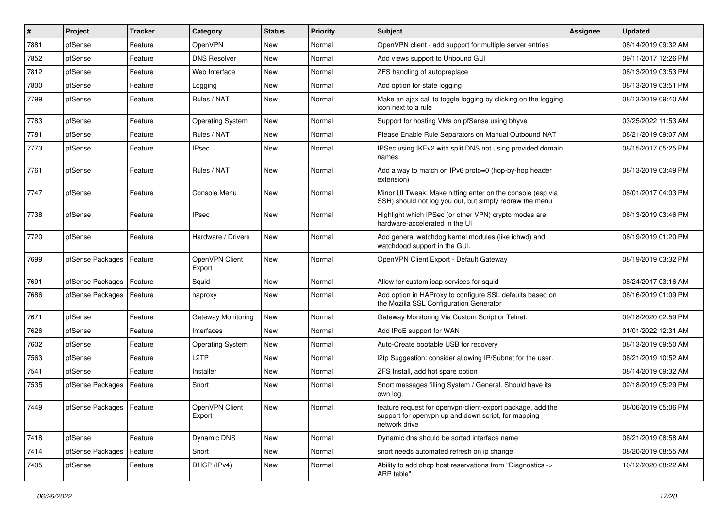| # | Project | Tracker | Category | Status | Priority | Subject | Assignee | Updated |
|---|---|---|---|---|---|---|---|---|
| 7881 | pfSense | Feature | OpenVPN | New | Normal | OpenVPN client - add support for multiple server entries | | 08/14/2019 09:32 AM |
| 7852 | pfSense | Feature | DNS Resolver | New | Normal | Add views support to Unbound GUI | | 09/11/2017 12:26 PM |
| 7812 | pfSense | Feature | Web Interface | New | Normal | ZFS handling of autopreplace | | 08/13/2019 03:53 PM |
| 7800 | pfSense | Feature | Logging | New | Normal | Add option for state logging | | 08/13/2019 03:51 PM |
| 7799 | pfSense | Feature | Rules / NAT | New | Normal | Make an ajax call to toggle logging by clicking on the logging icon next to a rule | | 08/13/2019 09:40 AM |
| 7783 | pfSense | Feature | Operating System | New | Normal | Support for hosting VMs on pfSense using bhyve | | 03/25/2022 11:53 AM |
| 7781 | pfSense | Feature | Rules / NAT | New | Normal | Please Enable Rule Separators on Manual Outbound NAT | | 08/21/2019 09:07 AM |
| 7773 | pfSense | Feature | IPsec | New | Normal | IPSec using IKEv2 with split DNS not using provided domain names | | 08/15/2017 05:25 PM |
| 7761 | pfSense | Feature | Rules / NAT | New | Normal | Add a way to match on IPv6 proto=0 (hop-by-hop header extension) | | 08/13/2019 03:49 PM |
| 7747 | pfSense | Feature | Console Menu | New | Normal | Minor UI Tweak: Make hitting enter on the console (esp via SSH) should not log you out, but simply redraw the menu | | 08/01/2017 04:03 PM |
| 7738 | pfSense | Feature | IPsec | New | Normal | Highlight which IPSec (or other VPN) crypto modes are hardware-accelerated in the UI | | 08/13/2019 03:46 PM |
| 7720 | pfSense | Feature | Hardware / Drivers | New | Normal | Add general watchdog kernel modules (like ichwd) and watchdogd support in the GUI. | | 08/19/2019 01:20 PM |
| 7699 | pfSense Packages | Feature | OpenVPN Client Export | New | Normal | OpenVPN Client Export - Default Gateway | | 08/19/2019 03:32 PM |
| 7691 | pfSense Packages | Feature | Squid | New | Normal | Allow for custom icap services for squid | | 08/24/2017 03:16 AM |
| 7686 | pfSense Packages | Feature | haproxy | New | Normal | Add option in HAProxy to configure SSL defaults based on the Mozilla SSL Configuration Generator | | 08/16/2019 01:09 PM |
| 7671 | pfSense | Feature | Gateway Monitoring | New | Normal | Gateway Monitoring Via Custom Script or Telnet. | | 09/18/2020 02:59 PM |
| 7626 | pfSense | Feature | Interfaces | New | Normal | Add IPoE support for WAN | | 01/01/2022 12:31 AM |
| 7602 | pfSense | Feature | Operating System | New | Normal | Auto-Create bootable USB for recovery | | 08/13/2019 09:50 AM |
| 7563 | pfSense | Feature | L2TP | New | Normal | l2tp Suggestion: consider allowing IP/Subnet for the user. | | 08/21/2019 10:52 AM |
| 7541 | pfSense | Feature | Installer | New | Normal | ZFS Install, add hot spare option | | 08/14/2019 09:32 AM |
| 7535 | pfSense Packages | Feature | Snort | New | Normal | Snort messages filling System / General. Should have its own log. | | 02/18/2019 05:29 PM |
| 7449 | pfSense Packages | Feature | OpenVPN Client Export | New | Normal | feature request for openvpn-client-export package, add the support for openvpn up and down script, for mapping network drive | | 08/06/2019 05:06 PM |
| 7418 | pfSense | Feature | Dynamic DNS | New | Normal | Dynamic dns should be sorted interface name | | 08/21/2019 08:58 AM |
| 7414 | pfSense Packages | Feature | Snort | New | Normal | snort needs automated refresh on ip change | | 08/20/2019 08:55 AM |
| 7405 | pfSense | Feature | DHCP (IPv4) | New | Normal | Ability to add dhcp host reservations from "Diagnostics -> ARP table" | | 10/12/2020 08:22 AM |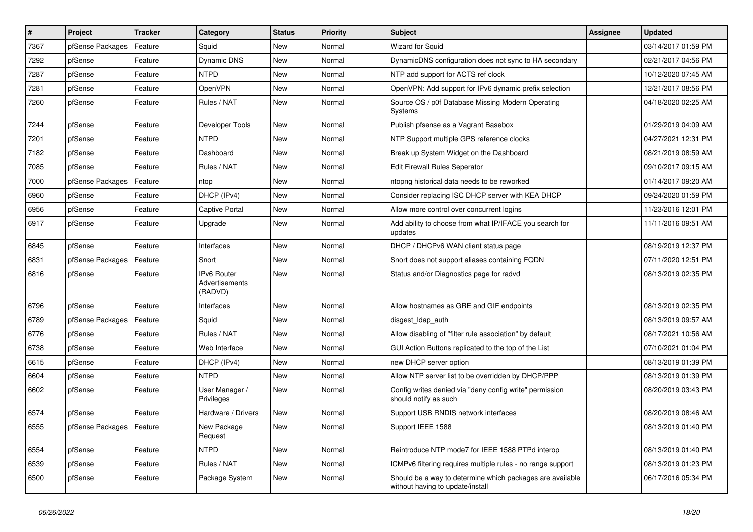| # | Project | Tracker | Category | Status | Priority | Subject | Assignee | Updated |
|---|---|---|---|---|---|---|---|---|
| 7367 | pfSense Packages | Feature | Squid | New | Normal | Wizard for Squid | | 03/14/2017 01:59 PM |
| 7292 | pfSense | Feature | Dynamic DNS | New | Normal | DynamicDNS configuration does not sync to HA secondary | | 02/21/2017 04:56 PM |
| 7287 | pfSense | Feature | NTPD | New | Normal | NTP add support for ACTS ref clock | | 10/12/2020 07:45 AM |
| 7281 | pfSense | Feature | OpenVPN | New | Normal | OpenVPN: Add support for IPv6 dynamic prefix selection | | 12/21/2017 08:56 PM |
| 7260 | pfSense | Feature | Rules / NAT | New | Normal | Source OS / p0f Database Missing Modern Operating Systems | | 04/18/2020 02:25 AM |
| 7244 | pfSense | Feature | Developer Tools | New | Normal | Publish pfsense as a Vagrant Basebox | | 01/29/2019 04:09 AM |
| 7201 | pfSense | Feature | NTPD | New | Normal | NTP Support multiple GPS reference clocks | | 04/27/2021 12:31 PM |
| 7182 | pfSense | Feature | Dashboard | New | Normal | Break up System Widget on the Dashboard | | 08/21/2019 08:59 AM |
| 7085 | pfSense | Feature | Rules / NAT | New | Normal | Edit Firewall Rules Seperator | | 09/10/2017 09:15 AM |
| 7000 | pfSense Packages | Feature | ntop | New | Normal | ntopng historical data needs to be reworked | | 01/14/2017 09:20 AM |
| 6960 | pfSense | Feature | DHCP (IPv4) | New | Normal | Consider replacing ISC DHCP server with KEA DHCP | | 09/24/2020 01:59 PM |
| 6956 | pfSense | Feature | Captive Portal | New | Normal | Allow more control over concurrent logins | | 11/23/2016 12:01 PM |
| 6917 | pfSense | Feature | Upgrade | New | Normal | Add ability to choose from what IP/IFACE you search for updates | | 11/11/2016 09:51 AM |
| 6845 | pfSense | Feature | Interfaces | New | Normal | DHCP / DHCPv6 WAN client status page | | 08/19/2019 12:37 PM |
| 6831 | pfSense Packages | Feature | Snort | New | Normal | Snort does not support aliases containing FQDN | | 07/11/2020 12:51 PM |
| 6816 | pfSense | Feature | IPv6 Router Advertisements (RADVD) | New | Normal | Status and/or Diagnostics page for radvd | | 08/13/2019 02:35 PM |
| 6796 | pfSense | Feature | Interfaces | New | Normal | Allow hostnames as GRE and GIF endpoints | | 08/13/2019 02:35 PM |
| 6789 | pfSense Packages | Feature | Squid | New | Normal | disgest_ldap_auth | | 08/13/2019 09:57 AM |
| 6776 | pfSense | Feature | Rules / NAT | New | Normal | Allow disabling of "filter rule association" by default | | 08/17/2021 10:56 AM |
| 6738 | pfSense | Feature | Web Interface | New | Normal | GUI Action Buttons replicated to the top of the List | | 07/10/2021 01:04 PM |
| 6615 | pfSense | Feature | DHCP (IPv4) | New | Normal | new DHCP server option | | 08/13/2019 01:39 PM |
| 6604 | pfSense | Feature | NTPD | New | Normal | Allow NTP server list to be overridden by DHCP/PPP | | 08/13/2019 01:39 PM |
| 6602 | pfSense | Feature | User Manager / Privileges | New | Normal | Config writes denied via "deny config write" permission should notify as such | | 08/20/2019 03:43 PM |
| 6574 | pfSense | Feature | Hardware / Drivers | New | Normal | Support USB RNDIS network interfaces | | 08/20/2019 08:46 AM |
| 6555 | pfSense Packages | Feature | New Package Request | New | Normal | Support IEEE 1588 | | 08/13/2019 01:40 PM |
| 6554 | pfSense | Feature | NTPD | New | Normal | Reintroduce NTP mode7 for IEEE 1588 PTPd interop | | 08/13/2019 01:40 PM |
| 6539 | pfSense | Feature | Rules / NAT | New | Normal | ICMPv6 filtering requires multiple rules - no range support | | 08/13/2019 01:23 PM |
| 6500 | pfSense | Feature | Package System | New | Normal | Should be a way to determine which packages are available without having to update/install | | 06/17/2016 05:34 PM |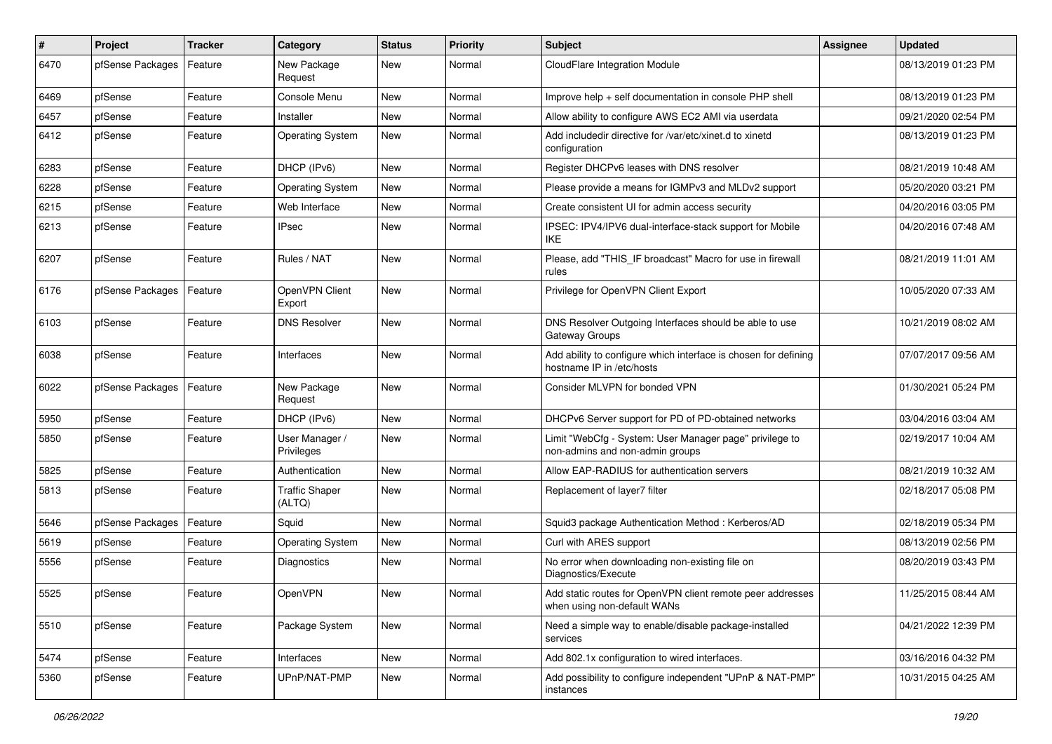| # | Project | Tracker | Category | Status | Priority | Subject | Assignee | Updated |
|---|---|---|---|---|---|---|---|---|
| 6470 | pfSense Packages | Feature | New Package Request | New | Normal | CloudFlare Integration Module | | 08/13/2019 01:23 PM |
| 6469 | pfSense | Feature | Console Menu | New | Normal | Improve help + self documentation in console PHP shell | | 08/13/2019 01:23 PM |
| 6457 | pfSense | Feature | Installer | New | Normal | Allow ability to configure AWS EC2 AMI via userdata | | 09/21/2020 02:54 PM |
| 6412 | pfSense | Feature | Operating System | New | Normal | Add includedir directive for /var/etc/xinet.d to xinetd configuration | | 08/13/2019 01:23 PM |
| 6283 | pfSense | Feature | DHCP (IPv6) | New | Normal | Register DHCPv6 leases with DNS resolver | | 08/21/2019 10:48 AM |
| 6228 | pfSense | Feature | Operating System | New | Normal | Please provide a means for IGMPv3 and MLDv2 support | | 05/20/2020 03:21 PM |
| 6215 | pfSense | Feature | Web Interface | New | Normal | Create consistent UI for admin access security | | 04/20/2016 03:05 PM |
| 6213 | pfSense | Feature | IPsec | New | Normal | IPSEC: IPV4/IPV6 dual-interface-stack support for Mobile IKE | | 04/20/2016 07:48 AM |
| 6207 | pfSense | Feature | Rules / NAT | New | Normal | Please, add "THIS_IF broadcast" Macro for use in firewall rules | | 08/21/2019 11:01 AM |
| 6176 | pfSense Packages | Feature | OpenVPN Client Export | New | Normal | Privilege for OpenVPN Client Export | | 10/05/2020 07:33 AM |
| 6103 | pfSense | Feature | DNS Resolver | New | Normal | DNS Resolver Outgoing Interfaces should be able to use Gateway Groups | | 10/21/2019 08:02 AM |
| 6038 | pfSense | Feature | Interfaces | New | Normal | Add ability to configure which interface is chosen for defining hostname IP in /etc/hosts | | 07/07/2017 09:56 AM |
| 6022 | pfSense Packages | Feature | New Package Request | New | Normal | Consider MLVPN for bonded VPN | | 01/30/2021 05:24 PM |
| 5950 | pfSense | Feature | DHCP (IPv6) | New | Normal | DHCPv6 Server support for PD of PD-obtained networks | | 03/04/2016 03:04 AM |
| 5850 | pfSense | Feature | User Manager / Privileges | New | Normal | Limit "WebCfg - System: User Manager page" privilege to non-admins and non-admin groups | | 02/19/2017 10:04 AM |
| 5825 | pfSense | Feature | Authentication | New | Normal | Allow EAP-RADIUS for authentication servers | | 08/21/2019 10:32 AM |
| 5813 | pfSense | Feature | Traffic Shaper (ALTQ) | New | Normal | Replacement of layer7 filter | | 02/18/2017 05:08 PM |
| 5646 | pfSense Packages | Feature | Squid | New | Normal | Squid3 package Authentication Method : Kerberos/AD | | 02/18/2019 05:34 PM |
| 5619 | pfSense | Feature | Operating System | New | Normal | Curl with ARES support | | 08/13/2019 02:56 PM |
| 5556 | pfSense | Feature | Diagnostics | New | Normal | No error when downloading non-existing file on Diagnostics/Execute | | 08/20/2019 03:43 PM |
| 5525 | pfSense | Feature | OpenVPN | New | Normal | Add static routes for OpenVPN client remote peer addresses when using non-default WANs | | 11/25/2015 08:44 AM |
| 5510 | pfSense | Feature | Package System | New | Normal | Need a simple way to enable/disable package-installed services | | 04/21/2022 12:39 PM |
| 5474 | pfSense | Feature | Interfaces | New | Normal | Add 802.1x configuration to wired interfaces. | | 03/16/2016 04:32 PM |
| 5360 | pfSense | Feature | UPnP/NAT-PMP | New | Normal | Add possibility to configure independent "UPnP & NAT-PMP" instances | | 10/31/2015 04:25 AM |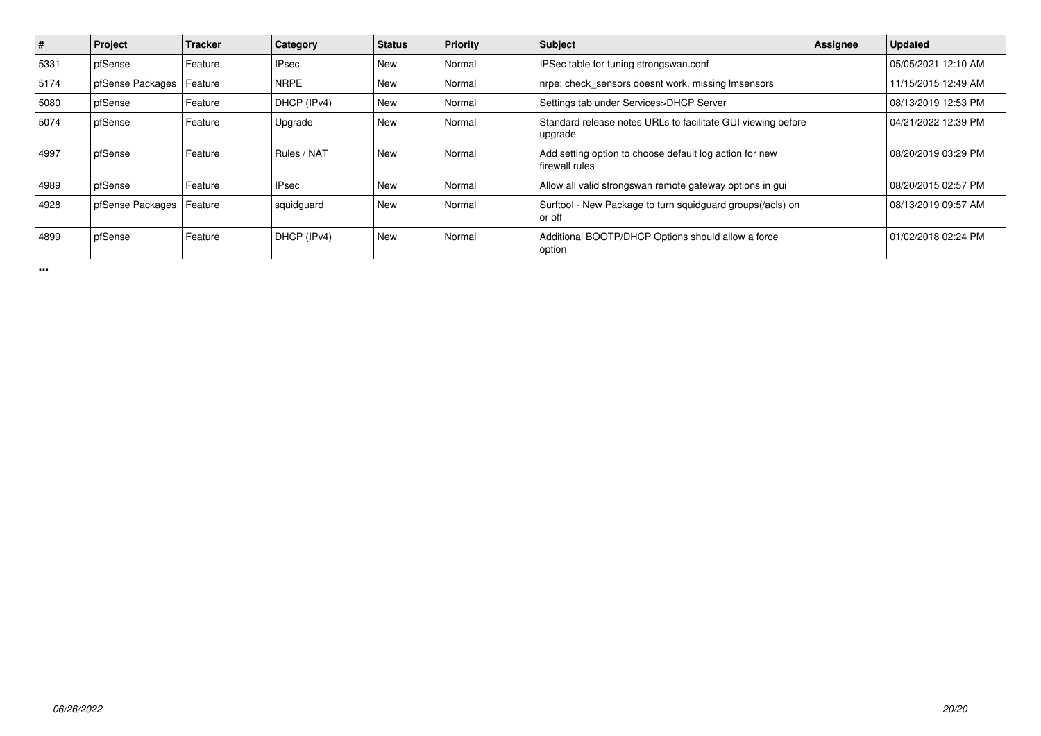| # | Project | Tracker | Category | Status | Priority | Subject | Assignee | Updated |
|---|---|---|---|---|---|---|---|---|
| 5331 | pfSense | Feature | IPsec | New | Normal | IPSec table for tuning strongswan.conf | | 05/05/2021 12:10 AM |
| 5174 | pfSense Packages | Feature | NRPE | New | Normal | nrpe: check_sensors doesnt work, missing lmsensors | | 11/15/2015 12:49 AM |
| 5080 | pfSense | Feature | DHCP (IPv4) | New | Normal | Settings tab under Services>DHCP Server | | 08/13/2019 12:53 PM |
| 5074 | pfSense | Feature | Upgrade | New | Normal | Standard release notes URLs to facilitate GUI viewing before upgrade | | 04/21/2022 12:39 PM |
| 4997 | pfSense | Feature | Rules / NAT | New | Normal | Add setting option to choose default log action for new firewall rules | | 08/20/2019 03:29 PM |
| 4989 | pfSense | Feature | IPsec | New | Normal | Allow all valid strongswan remote gateway options in gui | | 08/20/2015 02:57 PM |
| 4928 | pfSense Packages | Feature | squidguard | New | Normal | Surftool - New Package to turn squidguard groups(/acls) on or off | | 08/13/2019 09:57 AM |
| 4899 | pfSense | Feature | DHCP (IPv4) | New | Normal | Additional BOOTP/DHCP Options should allow a force option | | 01/02/2018 02:24 PM |

...